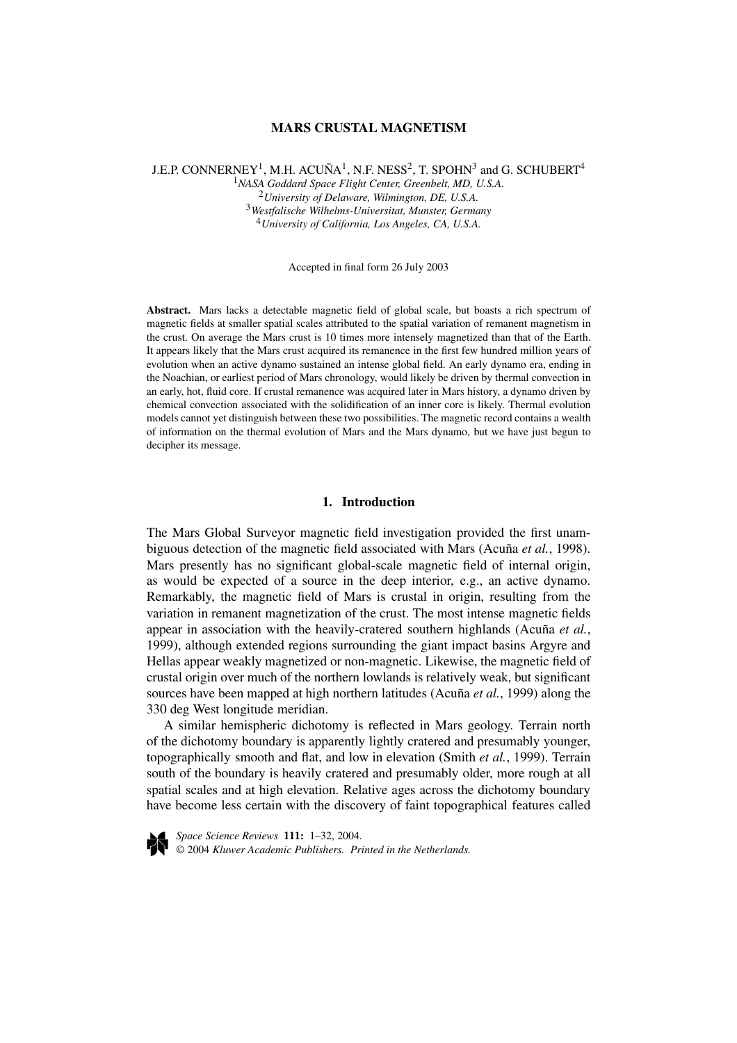# MARS CRUSTAL MAGNETISM

J.E.P. CONNERNEY[1], M.H. ACUÑA[1], N.F. NESS[2], T. SPOHN[3] and G. SCHUBERT[4]

[1]*NASA Goddard Space Flight Center, Greenbelt, MD, U.S.A.*
[2]*University of Delaware, Wilmington, DE, U.S.A.*
[3]*Westfalische Wilhelms-Universitat, Munster, Germany*
[4]*University of California, Los Angeles, CA, U.S.A.*

Accepted in final form 26 July 2003

**Abstract.** Mars lacks a detectable magnetic field of global scale, but boasts a rich spectrum of magnetic fields at smaller spatial scales attributed to the spatial variation of remanent magnetism in the crust. On average the Mars crust is 10 times more intensely magnetized than that of the Earth. It appears likely that the Mars crust acquired its remanence in the first few hundred million years of evolution when an active dynamo sustained an intense global field. An early dynamo era, ending in the Noachian, or earliest period of Mars chronology, would likely be driven by thermal convection in an early, hot, fluid core. If crustal remanence was acquired later in Mars history, a dynamo driven by chemical convection associated with the solidification of an inner core is likely. Thermal evolution models cannot yet distinguish between these two possibilities. The magnetic record contains a wealth of information on the thermal evolution of Mars and the Mars dynamo, but we have just begun to decipher its message.

## 1. Introduction

The Mars Global Surveyor magnetic field investigation provided the first unambiguous detection of the magnetic field associated with Mars (Acuña *et al.*, 1998). Mars presently has no significant global-scale magnetic field of internal origin, as would be expected of a source in the deep interior, e.g., an active dynamo. Remarkably, the magnetic field of Mars is crustal in origin, resulting from the variation in remanent magnetization of the crust. The most intense magnetic fields appear in association with the heavily-cratered southern highlands (Acuña *et al.*, 1999), although extended regions surrounding the giant impact basins Argyre and Hellas appear weakly magnetized or non-magnetic. Likewise, the magnetic field of crustal origin over much of the northern lowlands is relatively weak, but significant sources have been mapped at high northern latitudes (Acuña *et al.*, 1999) along the 330 deg West longitude meridian.

A similar hemispheric dichotomy is reflected in Mars geology. Terrain north of the dichotomy boundary is apparently lightly cratered and presumably younger, topographically smooth and flat, and low in elevation (Smith *et al.*, 1999). Terrain south of the boundary is heavily cratered and presumably older, more rough at all spatial scales and at high elevation. Relative ages across the dichotomy boundary have become less certain with the discovery of faint topographical features called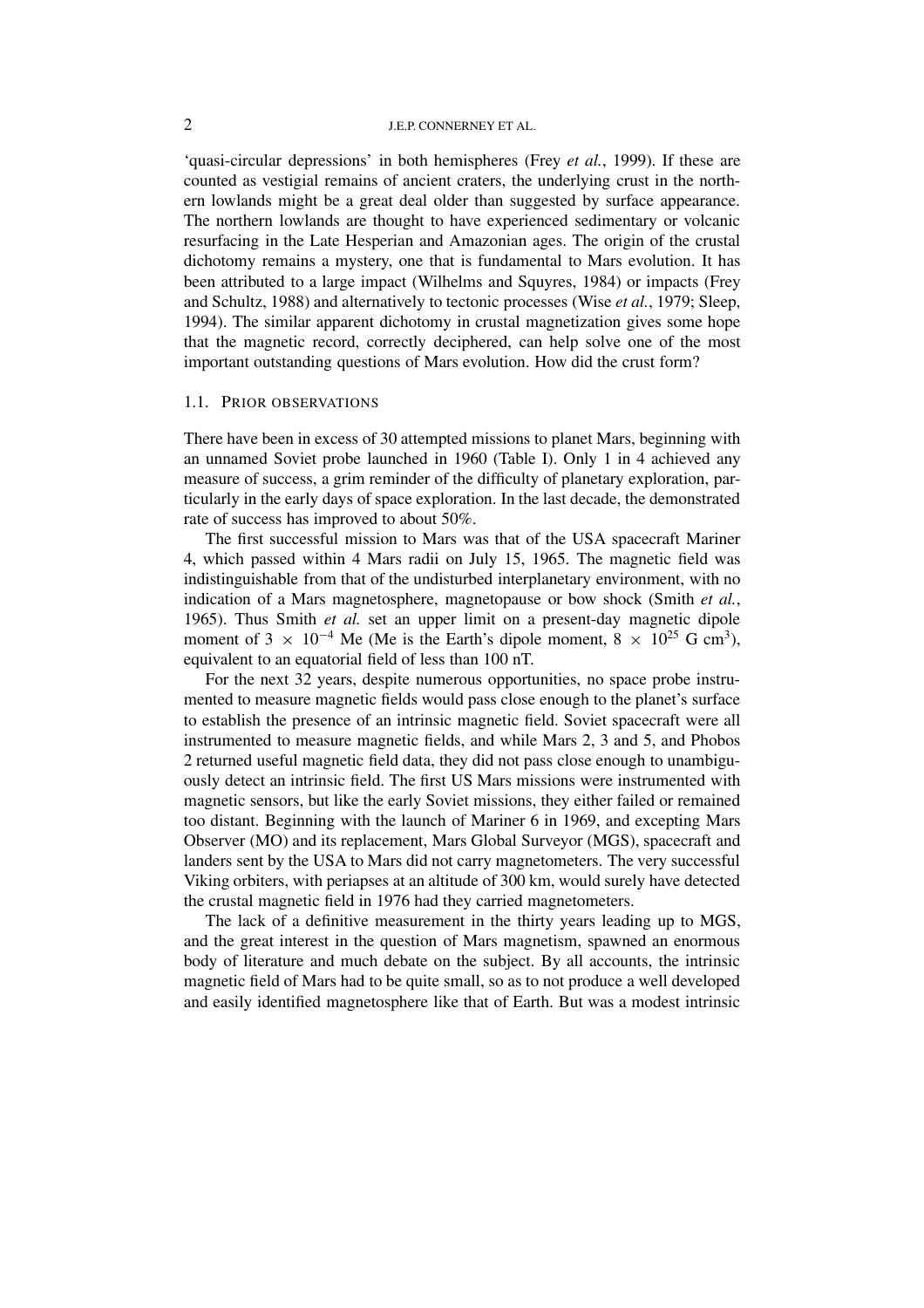'quasi-circular depressions' in both hemispheres (Frey *et al.*, 1999). If these are counted as vestigial remains of ancient craters, the underlying crust in the northern lowlands might be a great deal older than suggested by surface appearance. The northern lowlands are thought to have experienced sedimentary or volcanic resurfacing in the Late Hesperian and Amazonian ages. The origin of the crustal dichotomy remains a mystery, one that is fundamental to Mars evolution. It has been attributed to a large impact (Wilhelms and Squyres, 1984) or impacts (Frey and Schultz, 1988) and alternatively to tectonic processes (Wise *et al.*, 1979; Sleep, 1994). The similar apparent dichotomy in crustal magnetization gives some hope that the magnetic record, correctly deciphered, can help solve one of the most important outstanding questions of Mars evolution. How did the crust form?

### 1.1. Prior Observations

There have been in excess of 30 attempted missions to planet Mars, beginning with an unnamed Soviet probe launched in 1960 (Table I). Only 1 in 4 achieved any measure of success, a grim reminder of the difficulty of planetary exploration, particularly in the early days of space exploration. In the last decade, the demonstrated rate of success has improved to about 50%.

The first successful mission to Mars was that of the USA spacecraft Mariner 4, which passed within 4 Mars radii on July 15, 1965. The magnetic field was indistinguishable from that of the undisturbed interplanetary environment, with no indication of a Mars magnetosphere, magnetopause or bow shock (Smith *et al.*, 1965). Thus Smith *et al.* set an upper limit on a present-day magnetic dipole moment of $3 \times 10^{-4}$ Me (Me is the Earth's dipole moment, $8 \times 10^{25}$ G cm$^3$), equivalent to an equatorial field of less than 100 nT.

For the next 32 years, despite numerous opportunities, no space probe instrumented to measure magnetic fields would pass close enough to the planet's surface to establish the presence of an intrinsic magnetic field. Soviet spacecraft were all instrumented to measure magnetic fields, and while Mars 2, 3 and 5, and Phobos 2 returned useful magnetic field data, they did not pass close enough to unambiguously detect an intrinsic field. The first US Mars missions were instrumented with magnetic sensors, but like the early Soviet missions, they either failed or remained too distant. Beginning with the launch of Mariner 6 in 1969, and excepting Mars Observer (MO) and its replacement, Mars Global Surveyor (MGS), spacecraft and landers sent by the USA to Mars did not carry magnetometers. The very successful Viking orbiters, with periapses at an altitude of 300 km, would surely have detected the crustal magnetic field in 1976 had they carried magnetometers.

The lack of a definitive measurement in the thirty years leading up to MGS, and the great interest in the question of Mars magnetism, spawned an enormous body of literature and much debate on the subject. By all accounts, the intrinsic magnetic field of Mars had to be quite small, so as to not produce a well developed and easily identified magnetosphere like that of Earth. But was a modest intrinsic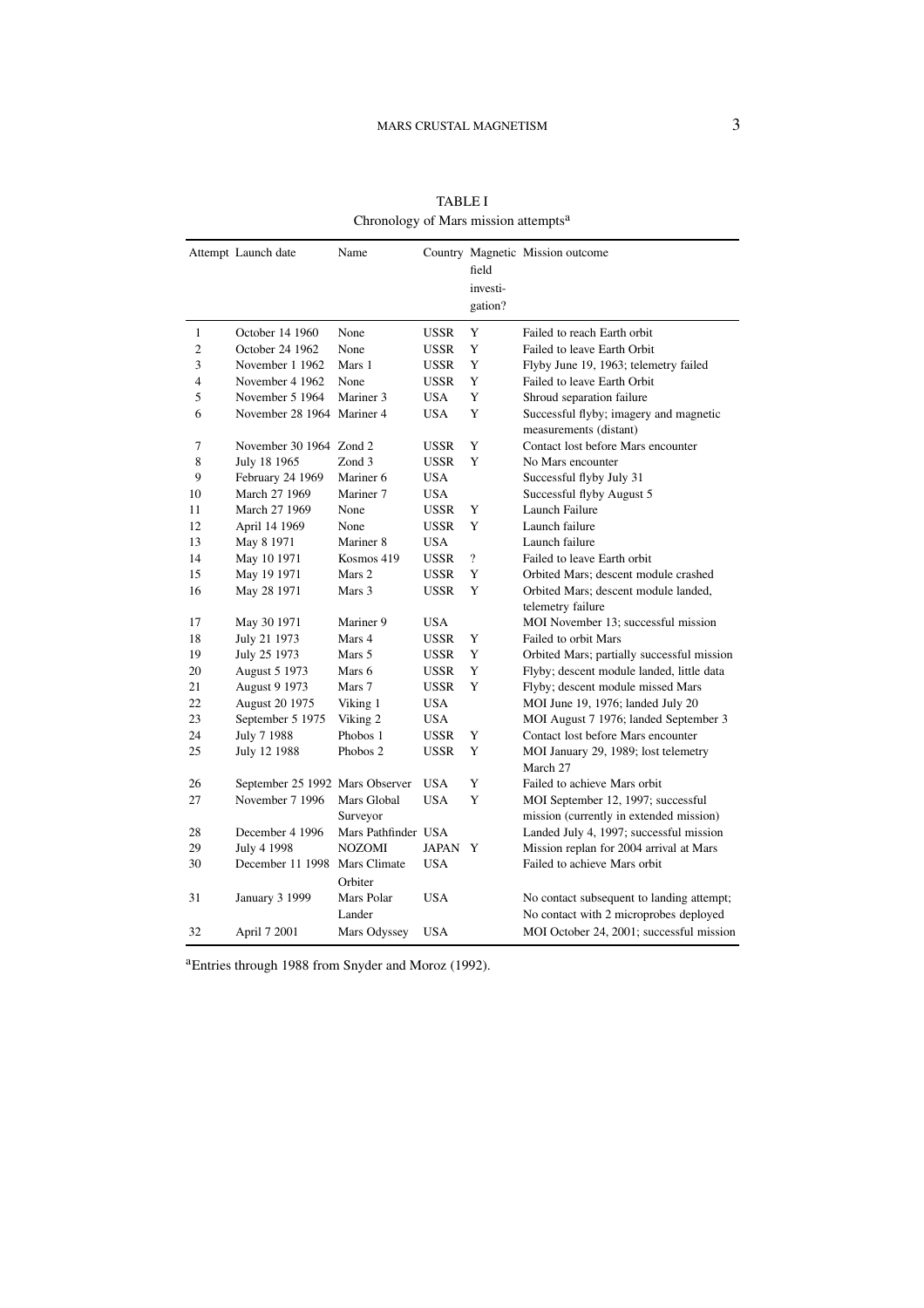TABLE I

Chronology of Mars mission attempts[a]

| Attempt | Launch date | Name | Country | Magnetic field investi-gation? | Mission outcome |
|---|---|---|---|---|---|
| 1 | October 14 1960 | None | USSR | Y | Failed to reach Earth orbit |
| 2 | October 24 1962 | None | USSR | Y | Failed to leave Earth Orbit |
| 3 | November 1 1962 | Mars 1 | USSR | Y | Flyby June 19, 1963; telemetry failed |
| 4 | November 4 1962 | None | USSR | Y | Failed to leave Earth Orbit |
| 5 | November 5 1964 | Mariner 3 | USA | Y | Shroud separation failure |
| 6 | November 28 1964 | Mariner 4 | USA | Y | Successful flyby; imagery and magnetic measurements (distant) |
| 7 | November 30 1964 | Zond 2 | USSR | Y | Contact lost before Mars encounter |
| 8 | July 18 1965 | Zond 3 | USSR | Y | No Mars encounter |
| 9 | February 24 1969 | Mariner 6 | USA | | Successful flyby July 31 |
| 10 | March 27 1969 | Mariner 7 | USA | | Successful flyby August 5 |
| 11 | March 27 1969 | None | USSR | Y | Launch Failure |
| 12 | April 14 1969 | None | USSR | Y | Launch failure |
| 13 | May 8 1971 | Mariner 8 | USA | | Launch failure |
| 14 | May 10 1971 | Kosmos 419 | USSR | ? | Failed to leave Earth orbit |
| 15 | May 19 1971 | Mars 2 | USSR | Y | Orbited Mars; descent module crashed |
| 16 | May 28 1971 | Mars 3 | USSR | Y | Orbited Mars; descent module landed, telemetry failure |
| 17 | May 30 1971 | Mariner 9 | USA | | MOI November 13; successful mission |
| 18 | July 21 1973 | Mars 4 | USSR | Y | Failed to orbit Mars |
| 19 | July 25 1973 | Mars 5 | USSR | Y | Orbited Mars; partially successful mission |
| 20 | August 5 1973 | Mars 6 | USSR | Y | Flyby; descent module landed, little data |
| 21 | August 9 1973 | Mars 7 | USSR | Y | Flyby; descent module missed Mars |
| 22 | August 20 1975 | Viking 1 | USA | | MOI June 19, 1976; landed July 20 |
| 23 | September 5 1975 | Viking 2 | USA | | MOI August 7 1976; landed September 3 |
| 24 | July 7 1988 | Phobos 1 | USSR | Y | Contact lost before Mars encounter |
| 25 | July 12 1988 | Phobos 2 | USSR | Y | MOI January 29, 1989; lost telemetry March 27 |
| 26 | September 25 1992 | Mars Observer | USA | Y | Failed to achieve Mars orbit |
| 27 | November 7 1996 | Mars Global Surveyor | USA | Y | MOI September 12, 1997; successful mission (currently in extended mission) |
| 28 | December 4 1996 | Mars Pathfinder | USA | | Landed July 4, 1997; successful mission |
| 29 | July 4 1998 | NOZOMI | JAPAN | Y | Mission replan for 2004 arrival at Mars |
| 30 | December 11 1998 | Mars Climate Orbiter | USA | | Failed to achieve Mars orbit |
| 31 | January 3 1999 | Mars Polar Lander | USA | | No contact subsequent to landing attempt; No contact with 2 microprobes deployed |
| 32 | April 7 2001 | Mars Odyssey | USA | | MOI October 24, 2001; successful mission |

[a]Entries through 1988 from Snyder and Moroz (1992).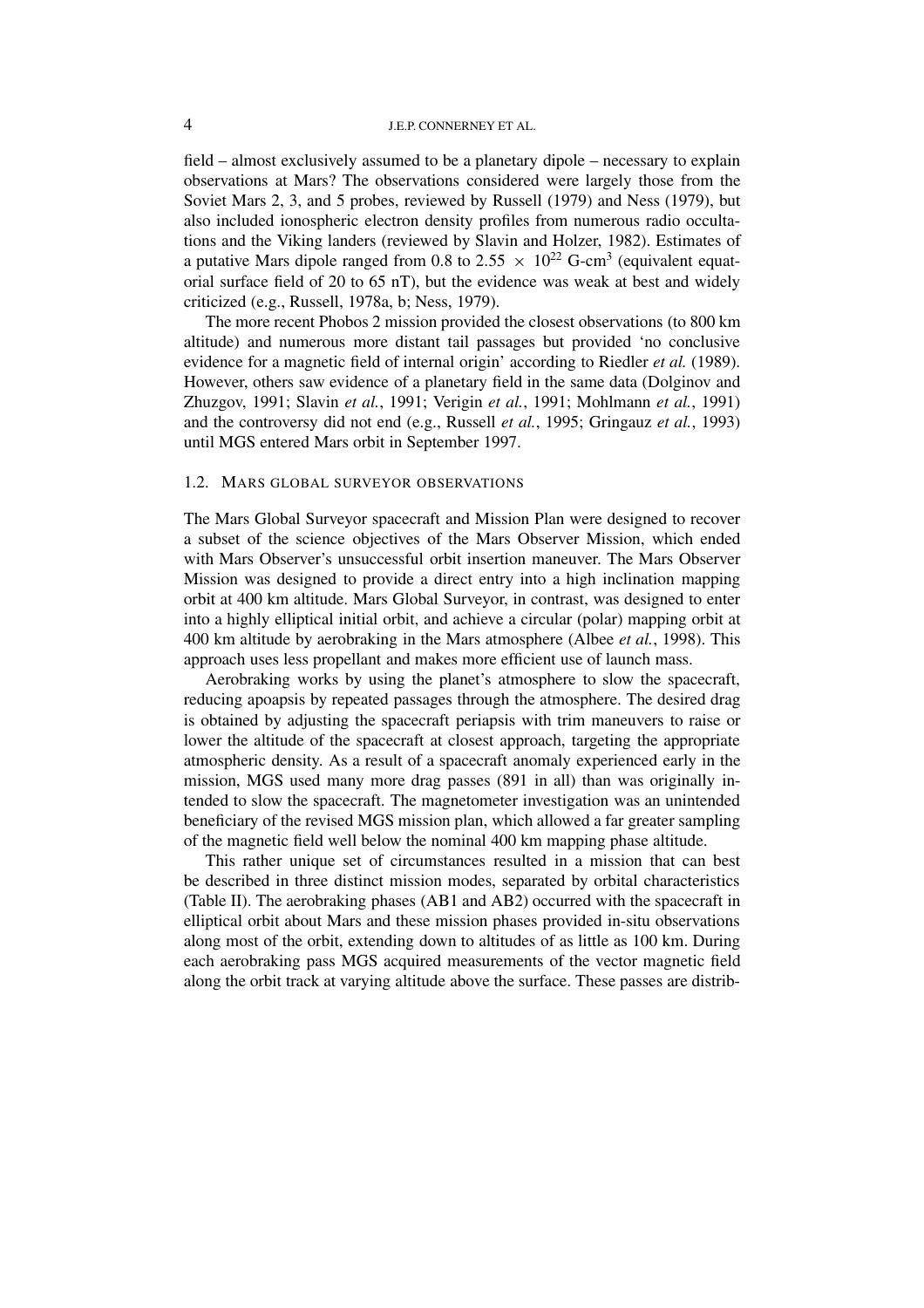field – almost exclusively assumed to be a planetary dipole – necessary to explain observations at Mars? The observations considered were largely those from the Soviet Mars 2, 3, and 5 probes, reviewed by Russell (1979) and Ness (1979), but also included ionospheric electron density profiles from numerous radio occultations and the Viking landers (reviewed by Slavin and Holzer, 1982). Estimates of a putative Mars dipole ranged from 0.8 to $2.55 \times 10^{22}$ G-cm$^3$ (equivalent equatorial surface field of 20 to 65 nT), but the evidence was weak at best and widely criticized (e.g., Russell, 1978a, b; Ness, 1979).

The more recent Phobos 2 mission provided the closest observations (to 800 km altitude) and numerous more distant tail passages but provided 'no conclusive evidence for a magnetic field of internal origin' according to Riedler *et al.* (1989). However, others saw evidence of a planetary field in the same data (Dolginov and Zhuzgov, 1991; Slavin *et al.*, 1991; Verigin *et al.*, 1991; Mohlmann *et al.*, 1991) and the controversy did not end (e.g., Russell *et al.*, 1995; Gringauz *et al.*, 1993) until MGS entered Mars orbit in September 1997.

### 1.2. Mars Global Surveyor Observations

The Mars Global Surveyor spacecraft and Mission Plan were designed to recover a subset of the science objectives of the Mars Observer Mission, which ended with Mars Observer's unsuccessful orbit insertion maneuver. The Mars Observer Mission was designed to provide a direct entry into a high inclination mapping orbit at 400 km altitude. Mars Global Surveyor, in contrast, was designed to enter into a highly elliptical initial orbit, and achieve a circular (polar) mapping orbit at 400 km altitude by aerobraking in the Mars atmosphere (Albee *et al.*, 1998). This approach uses less propellant and makes more efficient use of launch mass.

Aerobraking works by using the planet's atmosphere to slow the spacecraft, reducing apoapsis by repeated passages through the atmosphere. The desired drag is obtained by adjusting the spacecraft periapsis with trim maneuvers to raise or lower the altitude of the spacecraft at closest approach, targeting the appropriate atmospheric density. As a result of a spacecraft anomaly experienced early in the mission, MGS used many more drag passes (891 in all) than was originally intended to slow the spacecraft. The magnetometer investigation was an unintended beneficiary of the revised MGS mission plan, which allowed a far greater sampling of the magnetic field well below the nominal 400 km mapping phase altitude.

This rather unique set of circumstances resulted in a mission that can best be described in three distinct mission modes, separated by orbital characteristics (Table II). The aerobraking phases (AB1 and AB2) occurred with the spacecraft in elliptical orbit about Mars and these mission phases provided in-situ observations along most of the orbit, extending down to altitudes of as little as 100 km. During each aerobraking pass MGS acquired measurements of the vector magnetic field along the orbit track at varying altitude above the surface. These passes are distrib-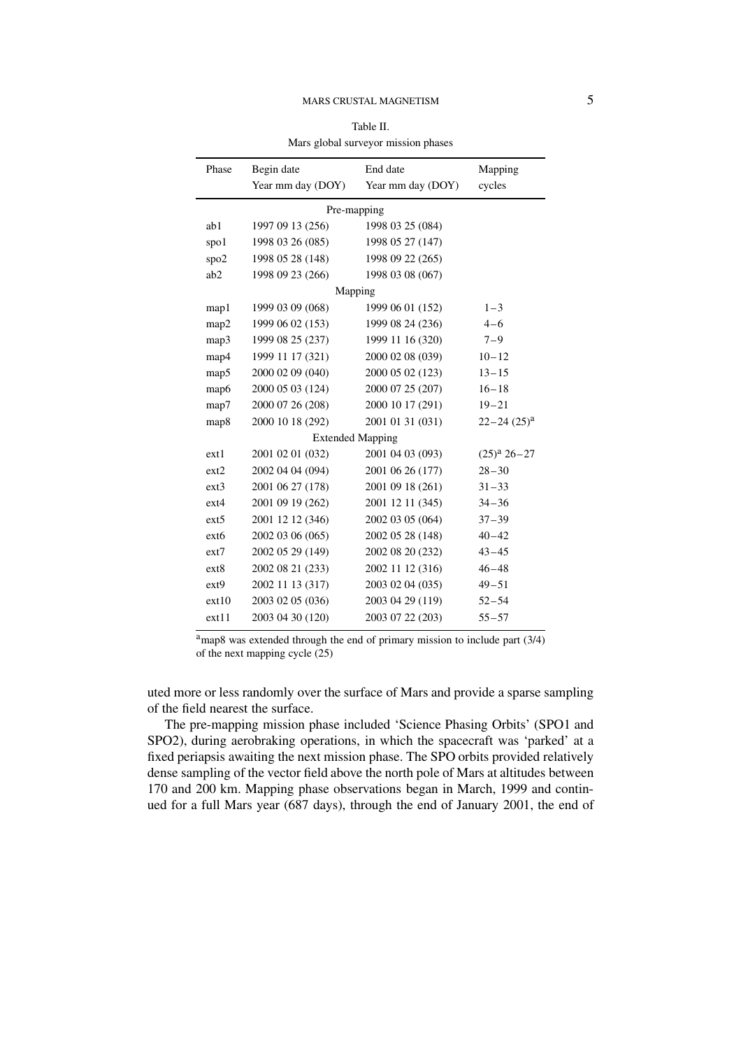Table II.
Mars global surveyor mission phases

| Phase | Begin date Year mm day (DOY) | End date Year mm day (DOY) | Mapping cycles |
|---|---|---|---|
| | Pre-mapping | | |
| ab1 | 1997 09 13 (256) | 1998 03 25 (084) | |
| spo1 | 1998 03 26 (085) | 1998 05 27 (147) | |
| spo2 | 1998 05 28 (148) | 1998 09 22 (265) | |
| ab2 | 1998 09 23 (266) | 1998 03 08 (067) | |
| | Mapping | | |
| map1 | 1999 03 09 (068) | 1999 06 01 (152) | 1–3 |
| map2 | 1999 06 02 (153) | 1999 08 24 (236) | 4–6 |
| map3 | 1999 08 25 (237) | 1999 11 16 (320) | 7–9 |
| map4 | 1999 11 17 (321) | 2000 02 08 (039) | 10–12 |
| map5 | 2000 02 09 (040) | 2000 05 02 (123) | 13–15 |
| map6 | 2000 05 03 (124) | 2000 07 25 (207) | 16–18 |
| map7 | 2000 07 26 (208) | 2000 10 17 (291) | 19–21 |
| map8 | 2000 10 18 (292) | 2001 01 31 (031) | 22–24 (25)[a] |
| | Extended Mapping | | |
| ext1 | 2001 02 01 (032) | 2001 04 03 (093) | (25)[a] 26–27 |
| ext2 | 2002 04 04 (094) | 2001 06 26 (177) | 28–30 |
| ext3 | 2001 06 27 (178) | 2001 09 18 (261) | 31–33 |
| ext4 | 2001 09 19 (262) | 2001 12 11 (345) | 34–36 |
| ext5 | 2001 12 12 (346) | 2002 03 05 (064) | 37–39 |
| ext6 | 2002 03 06 (065) | 2002 05 28 (148) | 40–42 |
| ext7 | 2002 05 29 (149) | 2002 08 20 (232) | 43–45 |
| ext8 | 2002 08 21 (233) | 2002 11 12 (316) | 46–48 |
| ext9 | 2002 11 13 (317) | 2003 02 04 (035) | 49–51 |
| ext10 | 2003 02 05 (036) | 2003 04 29 (119) | 52–54 |
| ext11 | 2003 04 30 (120) | 2003 07 22 (203) | 55–57 |

[a] map8 was extended through the end of primary mission to include part (3/4) of the next mapping cycle (25)

uted more or less randomly over the surface of Mars and provide a sparse sampling of the field nearest the surface.

The pre-mapping mission phase included 'Science Phasing Orbits' (SPO1 and SPO2), during aerobraking operations, in which the spacecraft was 'parked' at a fixed periapsis awaiting the next mission phase. The SPO orbits provided relatively dense sampling of the vector field above the north pole of Mars at altitudes between 170 and 200 km. Mapping phase observations began in March, 1999 and continued for a full Mars year (687 days), through the end of January 2001, the end of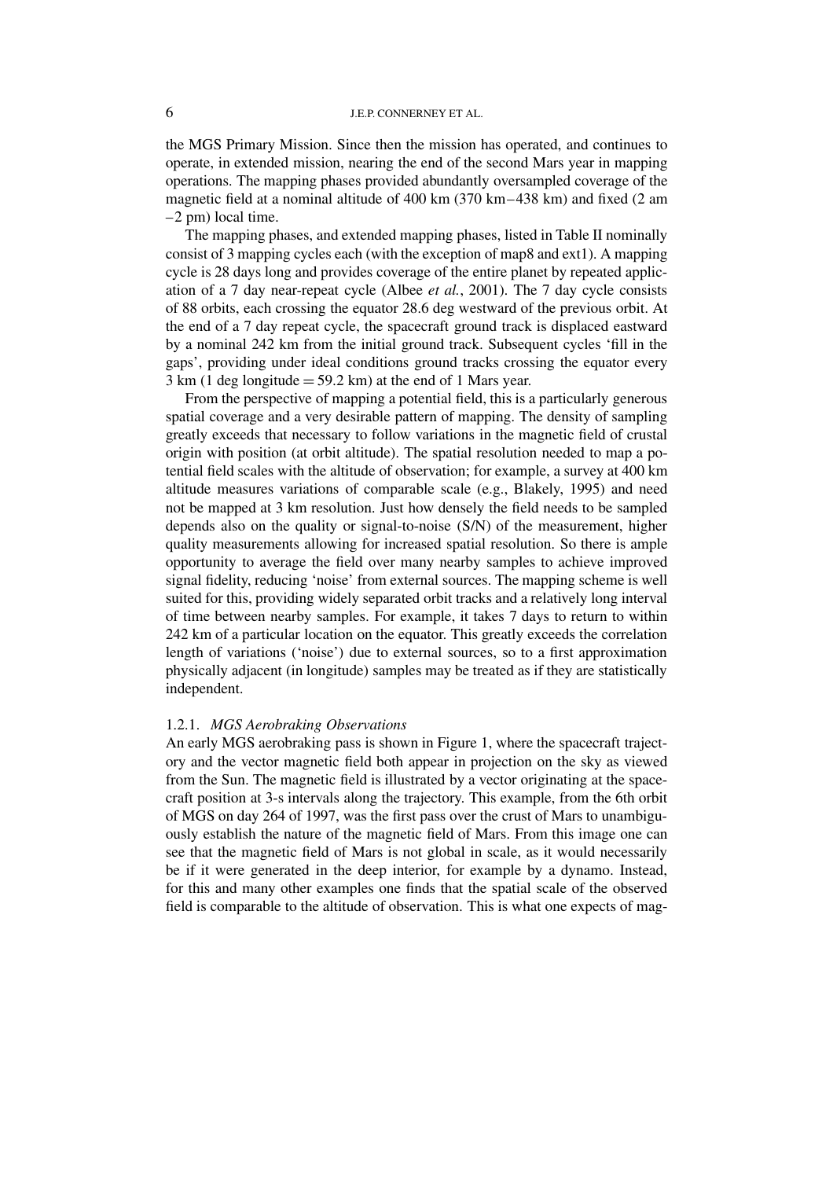the MGS Primary Mission. Since then the mission has operated, and continues to operate, in extended mission, nearing the end of the second Mars year in mapping operations. The mapping phases provided abundantly oversampled coverage of the magnetic field at a nominal altitude of 400 km (370 km–438 km) and fixed (2 am –2 pm) local time.

The mapping phases, and extended mapping phases, listed in Table II nominally consist of 3 mapping cycles each (with the exception of map8 and ext1). A mapping cycle is 28 days long and provides coverage of the entire planet by repeated application of a 7 day near-repeat cycle (Albee *et al.*, 2001). The 7 day cycle consists of 88 orbits, each crossing the equator 28.6 deg westward of the previous orbit. At the end of a 7 day repeat cycle, the spacecraft ground track is displaced eastward by a nominal 242 km from the initial ground track. Subsequent cycles 'fill in the gaps', providing under ideal conditions ground tracks crossing the equator every 3 km (1 deg longitude = 59.2 km) at the end of 1 Mars year.

From the perspective of mapping a potential field, this is a particularly generous spatial coverage and a very desirable pattern of mapping. The density of sampling greatly exceeds that necessary to follow variations in the magnetic field of crustal origin with position (at orbit altitude). The spatial resolution needed to map a potential field scales with the altitude of observation; for example, a survey at 400 km altitude measures variations of comparable scale (e.g., Blakely, 1995) and need not be mapped at 3 km resolution. Just how densely the field needs to be sampled depends also on the quality or signal-to-noise (S/N) of the measurement, higher quality measurements allowing for increased spatial resolution. So there is ample opportunity to average the field over many nearby samples to achieve improved signal fidelity, reducing 'noise' from external sources. The mapping scheme is well suited for this, providing widely separated orbit tracks and a relatively long interval of time between nearby samples. For example, it takes 7 days to return to within 242 km of a particular location on the equator. This greatly exceeds the correlation length of variations ('noise') due to external sources, so to a first approximation physically adjacent (in longitude) samples may be treated as if they are statistically independent.

#### 1.2.1. *MGS Aerobraking Observations*

An early MGS aerobraking pass is shown in Figure 1, where the spacecraft trajectory and the vector magnetic field both appear in projection on the sky as viewed from the Sun. The magnetic field is illustrated by a vector originating at the spacecraft position at 3-s intervals along the trajectory. This example, from the 6th orbit of MGS on day 264 of 1997, was the first pass over the crust of Mars to unambiguously establish the nature of the magnetic field of Mars. From this image one can see that the magnetic field of Mars is not global in scale, as it would necessarily be if it were generated in the deep interior, for example by a dynamo. Instead, for this and many other examples one finds that the spatial scale of the observed field is comparable to the altitude of observation. This is what one expects of mag-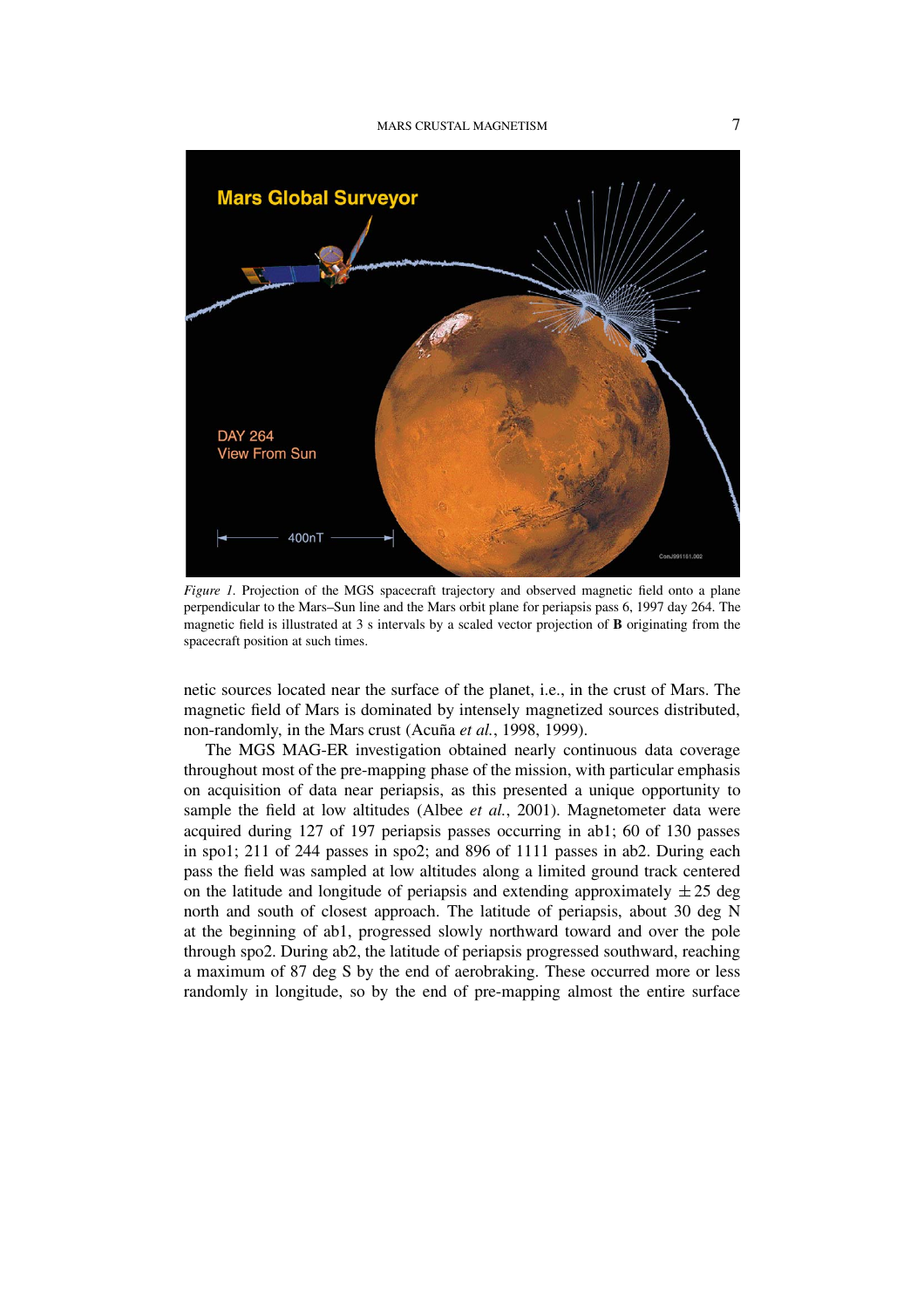Mars Global Surveyor

DAY 264
View From Sun

400nT

ConJ991161.002

*Figure 1.* Projection of the MGS spacecraft trajectory and observed magnetic field onto a plane perpendicular to the Mars–Sun line and the Mars orbit plane for periapsis pass 6, 1997 day 264. The magnetic field is illustrated at 3 s intervals by a scaled vector projection of **B** originating from the spacecraft position at such times.

netic sources located near the surface of the planet, i.e., in the crust of Mars. The magnetic field of Mars is dominated by intensely magnetized sources distributed, non-randomly, in the Mars crust (Acuña *et al.*, 1998, 1999).

The MGS MAG-ER investigation obtained nearly continuous data coverage throughout most of the pre-mapping phase of the mission, with particular emphasis on acquisition of data near periapsis, as this presented a unique opportunity to sample the field at low altitudes (Albee *et al.*, 2001). Magnetometer data were acquired during 127 of 197 periapsis passes occurring in ab1; 60 of 130 passes in spo1; 211 of 244 passes in spo2; and 896 of 1111 passes in ab2. During each pass the field was sampled at low altitudes along a limited ground track centered on the latitude and longitude of periapsis and extending approximately $\pm 25$ deg north and south of closest approach. The latitude of periapsis, about 30 deg N at the beginning of ab1, progressed slowly northward toward and over the pole through spo2. During ab2, the latitude of periapsis progressed southward, reaching a maximum of 87 deg S by the end of aerobraking. These occurred more or less randomly in longitude, so by the end of pre-mapping almost the entire surface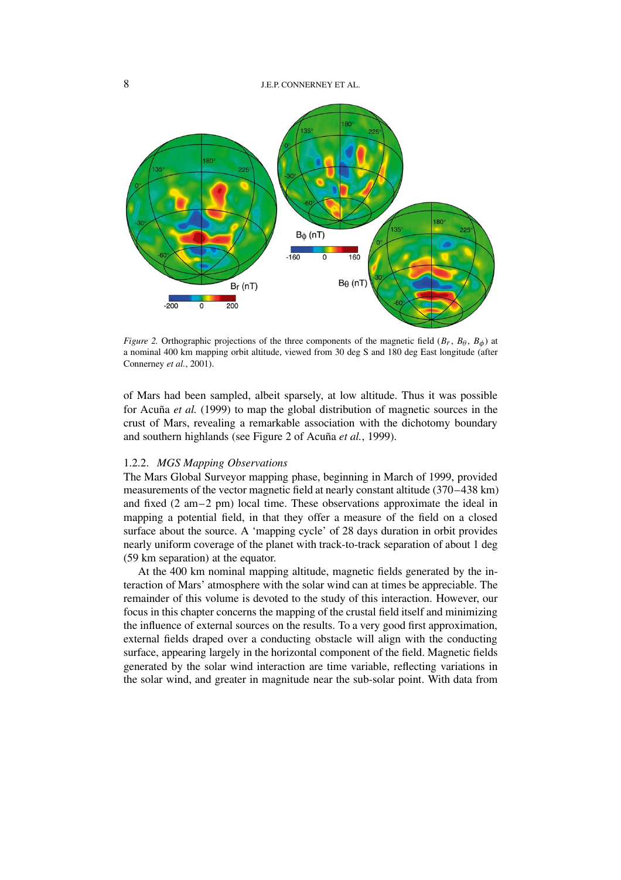$B_r$ (nT)

-200 0 200

$B_\phi$ (nT)

-160 0 160

$B_\theta$ (nT)

*Figure 2.* Orthographic projections of the three components of the magnetic field ($B_r$, $B_\theta$, $B_\phi$) at a nominal 400 km mapping orbit altitude, viewed from 30 deg S and 180 deg East longitude (after Connerney *et al.*, 2001).

of Mars had been sampled, albeit sparsely, at low altitude. Thus it was possible for Acuña *et al.* (1999) to map the global distribution of magnetic sources in the crust of Mars, revealing a remarkable association with the dichotomy boundary and southern highlands (see Figure 2 of Acuña *et al.*, 1999).

### 1.2.2. *MGS Mapping Observations*

The Mars Global Surveyor mapping phase, beginning in March of 1999, provided measurements of the vector magnetic field at nearly constant altitude (370–438 km) and fixed (2 am–2 pm) local time. These observations approximate the ideal in mapping a potential field, in that they offer a measure of the field on a closed surface about the source. A 'mapping cycle' of 28 days duration in orbit provides nearly uniform coverage of the planet with track-to-track separation of about 1 deg (59 km separation) at the equator.

At the 400 km nominal mapping altitude, magnetic fields generated by the interaction of Mars' atmosphere with the solar wind can at times be appreciable. The remainder of this volume is devoted to the study of this interaction. However, our focus in this chapter concerns the mapping of the crustal field itself and minimizing the influence of external sources on the results. To a very good first approximation, external fields draped over a conducting obstacle will align with the conducting surface, appearing largely in the horizontal component of the field. Magnetic fields generated by the solar wind interaction are time variable, reflecting variations in the solar wind, and greater in magnitude near the sub-solar point. With data from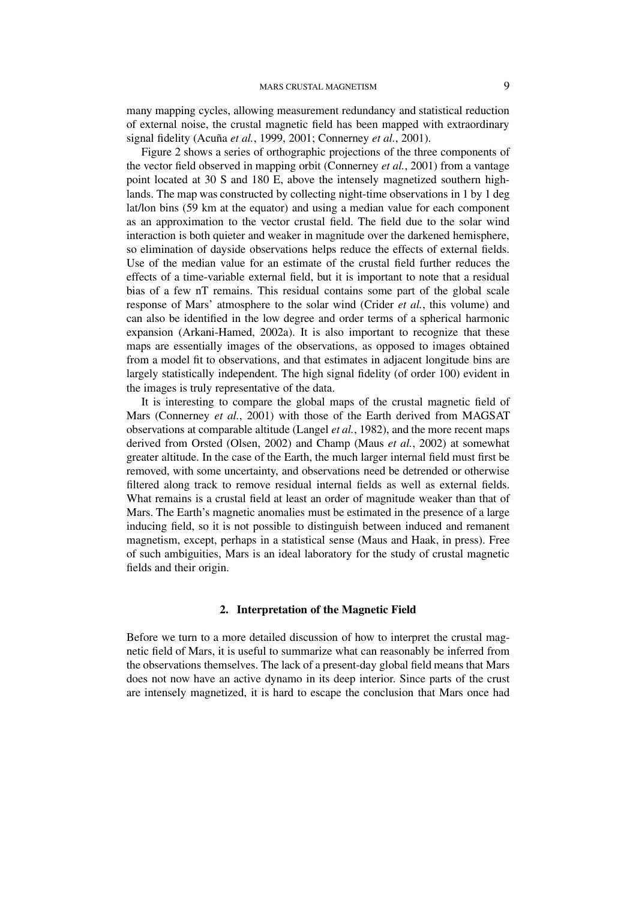many mapping cycles, allowing measurement redundancy and statistical reduction of external noise, the crustal magnetic field has been mapped with extraordinary signal fidelity (Acuña *et al.*, 1999, 2001; Connerney *et al.*, 2001).

Figure 2 shows a series of orthographic projections of the three components of the vector field observed in mapping orbit (Connerney *et al.*, 2001) from a vantage point located at 30 S and 180 E, above the intensely magnetized southern highlands. The map was constructed by collecting night-time observations in 1 by 1 deg lat/lon bins (59 km at the equator) and using a median value for each component as an approximation to the vector crustal field. The field due to the solar wind interaction is both quieter and weaker in magnitude over the darkened hemisphere, so elimination of dayside observations helps reduce the effects of external fields. Use of the median value for an estimate of the crustal field further reduces the effects of a time-variable external field, but it is important to note that a residual bias of a few nT remains. This residual contains some part of the global scale response of Mars' atmosphere to the solar wind (Crider *et al.*, this volume) and can also be identified in the low degree and order terms of a spherical harmonic expansion (Arkani-Hamed, 2002a). It is also important to recognize that these maps are essentially images of the observations, as opposed to images obtained from a model fit to observations, and that estimates in adjacent longitude bins are largely statistically independent. The high signal fidelity (of order 100) evident in the images is truly representative of the data.

It is interesting to compare the global maps of the crustal magnetic field of Mars (Connerney *et al.*, 2001) with those of the Earth derived from MAGSAT observations at comparable altitude (Langel *et al.*, 1982), and the more recent maps derived from Orsted (Olsen, 2002) and Champ (Maus *et al.*, 2002) at somewhat greater altitude. In the case of the Earth, the much larger internal field must first be removed, with some uncertainty, and observations need be detrended or otherwise filtered along track to remove residual internal fields as well as external fields. What remains is a crustal field at least an order of magnitude weaker than that of Mars. The Earth's magnetic anomalies must be estimated in the presence of a large inducing field, so it is not possible to distinguish between induced and remanent magnetism, except, perhaps in a statistical sense (Maus and Haak, in press). Free of such ambiguities, Mars is an ideal laboratory for the study of crustal magnetic fields and their origin.

## 2. Interpretation of the Magnetic Field

Before we turn to a more detailed discussion of how to interpret the crustal magnetic field of Mars, it is useful to summarize what can reasonably be inferred from the observations themselves. The lack of a present-day global field means that Mars does not now have an active dynamo in its deep interior. Since parts of the crust are intensely magnetized, it is hard to escape the conclusion that Mars once had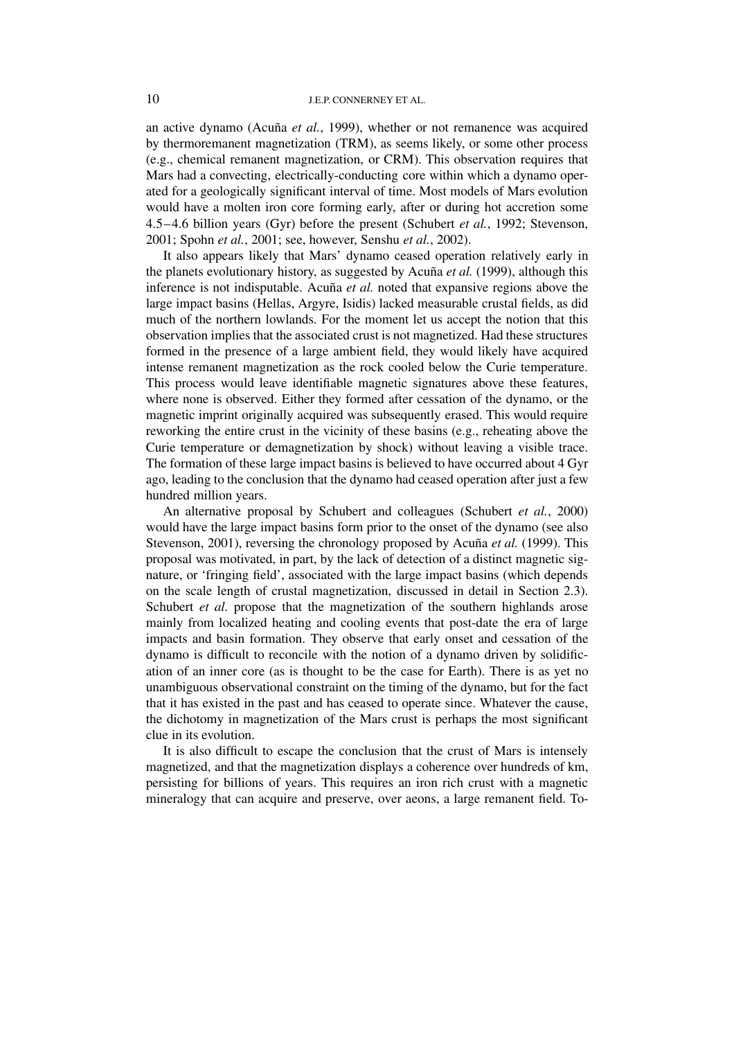an active dynamo (Acuña *et al.*, 1999), whether or not remanence was acquired by thermoremanent magnetization (TRM), as seems likely, or some other process (e.g., chemical remanent magnetization, or CRM). This observation requires that Mars had a convecting, electrically-conducting core within which a dynamo operated for a geologically significant interval of time. Most models of Mars evolution would have a molten iron core forming early, after or during hot accretion some 4.5–4.6 billion years (Gyr) before the present (Schubert *et al.*, 1992; Stevenson, 2001; Spohn *et al.*, 2001; see, however, Senshu *et al.*, 2002).

It also appears likely that Mars' dynamo ceased operation relatively early in the planets evolutionary history, as suggested by Acuña *et al.* (1999), although this inference is not indisputable. Acuña *et al.* noted that expansive regions above the large impact basins (Hellas, Argyre, Isidis) lacked measurable crustal fields, as did much of the northern lowlands. For the moment let us accept the notion that this observation implies that the associated crust is not magnetized. Had these structures formed in the presence of a large ambient field, they would likely have acquired intense remanent magnetization as the rock cooled below the Curie temperature. This process would leave identifiable magnetic signatures above these features, where none is observed. Either they formed after cessation of the dynamo, or the magnetic imprint originally acquired was subsequently erased. This would require reworking the entire crust in the vicinity of these basins (e.g., reheating above the Curie temperature or demagnetization by shock) without leaving a visible trace. The formation of these large impact basins is believed to have occurred about 4 Gyr ago, leading to the conclusion that the dynamo had ceased operation after just a few hundred million years.

An alternative proposal by Schubert and colleagues (Schubert *et al.*, 2000) would have the large impact basins form prior to the onset of the dynamo (see also Stevenson, 2001), reversing the chronology proposed by Acuña *et al.* (1999). This proposal was motivated, in part, by the lack of detection of a distinct magnetic signature, or 'fringing field', associated with the large impact basins (which depends on the scale length of crustal magnetization, discussed in detail in Section 2.3). Schubert *et al.* propose that the magnetization of the southern highlands arose mainly from localized heating and cooling events that post-date the era of large impacts and basin formation. They observe that early onset and cessation of the dynamo is difficult to reconcile with the notion of a dynamo driven by solidification of an inner core (as is thought to be the case for Earth). There is as yet no unambiguous observational constraint on the timing of the dynamo, but for the fact that it has existed in the past and has ceased to operate since. Whatever the cause, the dichotomy in magnetization of the Mars crust is perhaps the most significant clue in its evolution.

It is also difficult to escape the conclusion that the crust of Mars is intensely magnetized, and that the magnetization displays a coherence over hundreds of km, persisting for billions of years. This requires an iron rich crust with a magnetic mineralogy that can acquire and preserve, over aeons, a large remanent field. To-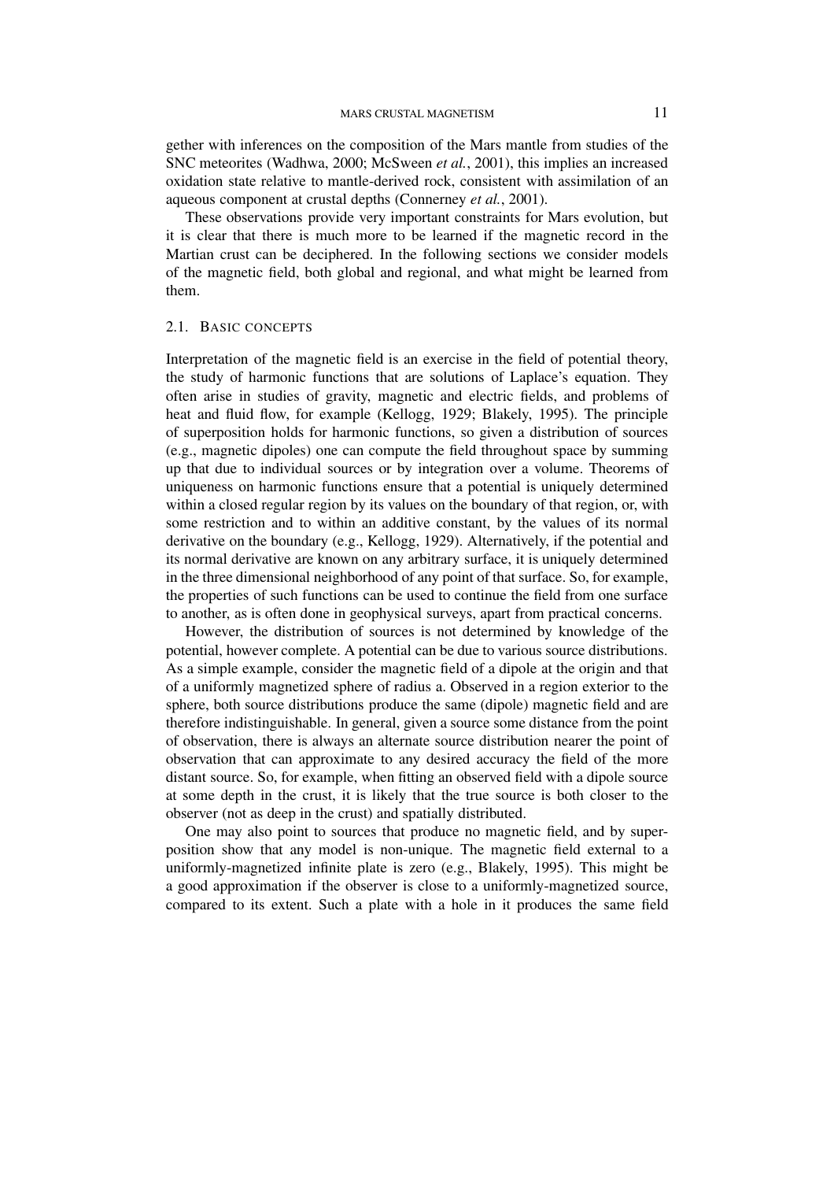gether with inferences on the composition of the Mars mantle from studies of the SNC meteorites (Wadhwa, 2000; McSween *et al.*, 2001), this implies an increased oxidation state relative to mantle-derived rock, consistent with assimilation of an aqueous component at crustal depths (Connerney *et al.*, 2001).

These observations provide very important constraints for Mars evolution, but it is clear that there is much more to be learned if the magnetic record in the Martian crust can be deciphered. In the following sections we consider models of the magnetic field, both global and regional, and what might be learned from them.

### 2.1. Basic concepts

Interpretation of the magnetic field is an exercise in the field of potential theory, the study of harmonic functions that are solutions of Laplace's equation. They often arise in studies of gravity, magnetic and electric fields, and problems of heat and fluid flow, for example (Kellogg, 1929; Blakely, 1995). The principle of superposition holds for harmonic functions, so given a distribution of sources (e.g., magnetic dipoles) one can compute the field throughout space by summing up that due to individual sources or by integration over a volume. Theorems of uniqueness on harmonic functions ensure that a potential is uniquely determined within a closed regular region by its values on the boundary of that region, or, with some restriction and to within an additive constant, by the values of its normal derivative on the boundary (e.g., Kellogg, 1929). Alternatively, if the potential and its normal derivative are known on any arbitrary surface, it is uniquely determined in the three dimensional neighborhood of any point of that surface. So, for example, the properties of such functions can be used to continue the field from one surface to another, as is often done in geophysical surveys, apart from practical concerns.

However, the distribution of sources is not determined by knowledge of the potential, however complete. A potential can be due to various source distributions. As a simple example, consider the magnetic field of a dipole at the origin and that of a uniformly magnetized sphere of radius a. Observed in a region exterior to the sphere, both source distributions produce the same (dipole) magnetic field and are therefore indistinguishable. In general, given a source some distance from the point of observation, there is always an alternate source distribution nearer the point of observation that can approximate to any desired accuracy the field of the more distant source. So, for example, when fitting an observed field with a dipole source at some depth in the crust, it is likely that the true source is both closer to the observer (not as deep in the crust) and spatially distributed.

One may also point to sources that produce no magnetic field, and by superposition show that any model is non-unique. The magnetic field external to a uniformly-magnetized infinite plate is zero (e.g., Blakely, 1995). This might be a good approximation if the observer is close to a uniformly-magnetized source, compared to its extent. Such a plate with a hole in it produces the same field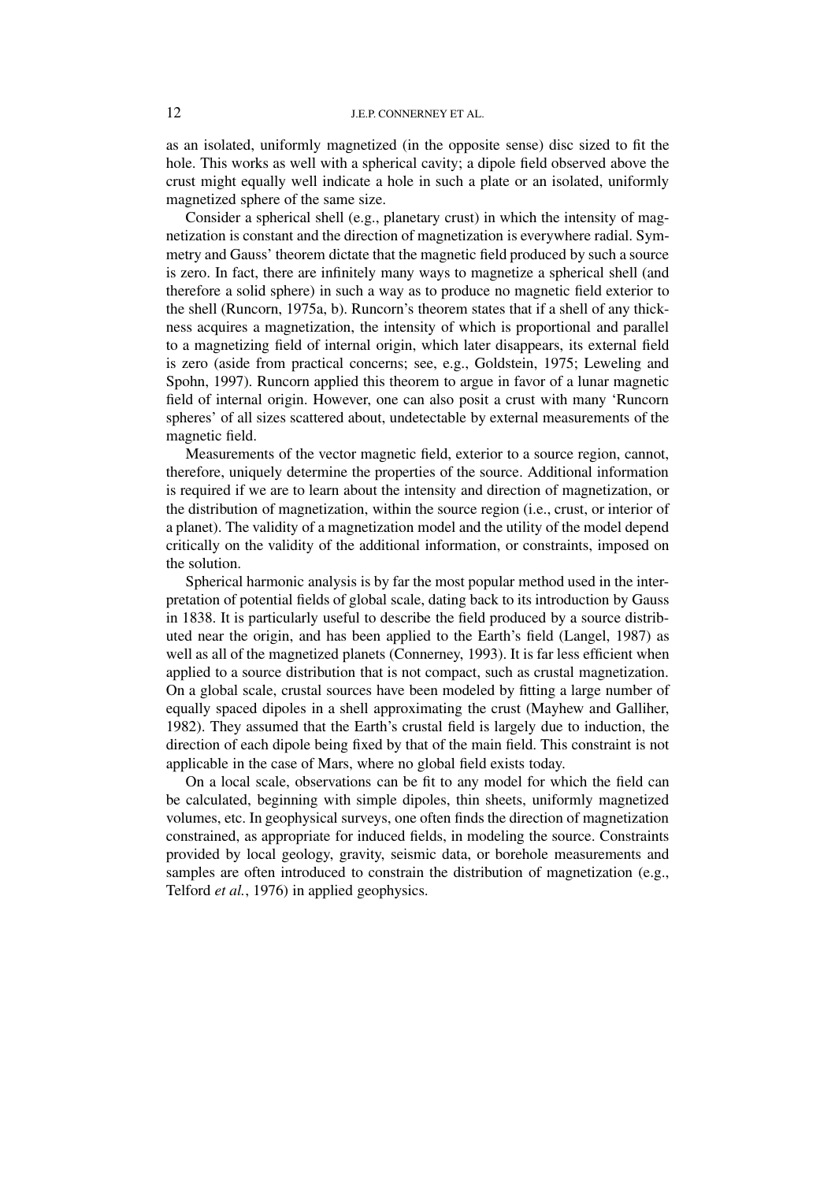as an isolated, uniformly magnetized (in the opposite sense) disc sized to fit the hole. This works as well with a spherical cavity; a dipole field observed above the crust might equally well indicate a hole in such a plate or an isolated, uniformly magnetized sphere of the same size.

Consider a spherical shell (e.g., planetary crust) in which the intensity of magnetization is constant and the direction of magnetization is everywhere radial. Symmetry and Gauss' theorem dictate that the magnetic field produced by such a source is zero. In fact, there are infinitely many ways to magnetize a spherical shell (and therefore a solid sphere) in such a way as to produce no magnetic field exterior to the shell (Runcorn, 1975a, b). Runcorn's theorem states that if a shell of any thickness acquires a magnetization, the intensity of which is proportional and parallel to a magnetizing field of internal origin, which later disappears, its external field is zero (aside from practical concerns; see, e.g., Goldstein, 1975; Leweling and Spohn, 1997). Runcorn applied this theorem to argue in favor of a lunar magnetic field of internal origin. However, one can also posit a crust with many 'Runcorn spheres' of all sizes scattered about, undetectable by external measurements of the magnetic field.

Measurements of the vector magnetic field, exterior to a source region, cannot, therefore, uniquely determine the properties of the source. Additional information is required if we are to learn about the intensity and direction of magnetization, or the distribution of magnetization, within the source region (i.e., crust, or interior of a planet). The validity of a magnetization model and the utility of the model depend critically on the validity of the additional information, or constraints, imposed on the solution.

Spherical harmonic analysis is by far the most popular method used in the interpretation of potential fields of global scale, dating back to its introduction by Gauss in 1838. It is particularly useful to describe the field produced by a source distributed near the origin, and has been applied to the Earth's field (Langel, 1987) as well as all of the magnetized planets (Connerney, 1993). It is far less efficient when applied to a source distribution that is not compact, such as crustal magnetization. On a global scale, crustal sources have been modeled by fitting a large number of equally spaced dipoles in a shell approximating the crust (Mayhew and Galliher, 1982). They assumed that the Earth's crustal field is largely due to induction, the direction of each dipole being fixed by that of the main field. This constraint is not applicable in the case of Mars, where no global field exists today.

On a local scale, observations can be fit to any model for which the field can be calculated, beginning with simple dipoles, thin sheets, uniformly magnetized volumes, etc. In geophysical surveys, one often finds the direction of magnetization constrained, as appropriate for induced fields, in modeling the source. Constraints provided by local geology, gravity, seismic data, or borehole measurements and samples are often introduced to constrain the distribution of magnetization (e.g., Telford *et al.*, 1976) in applied geophysics.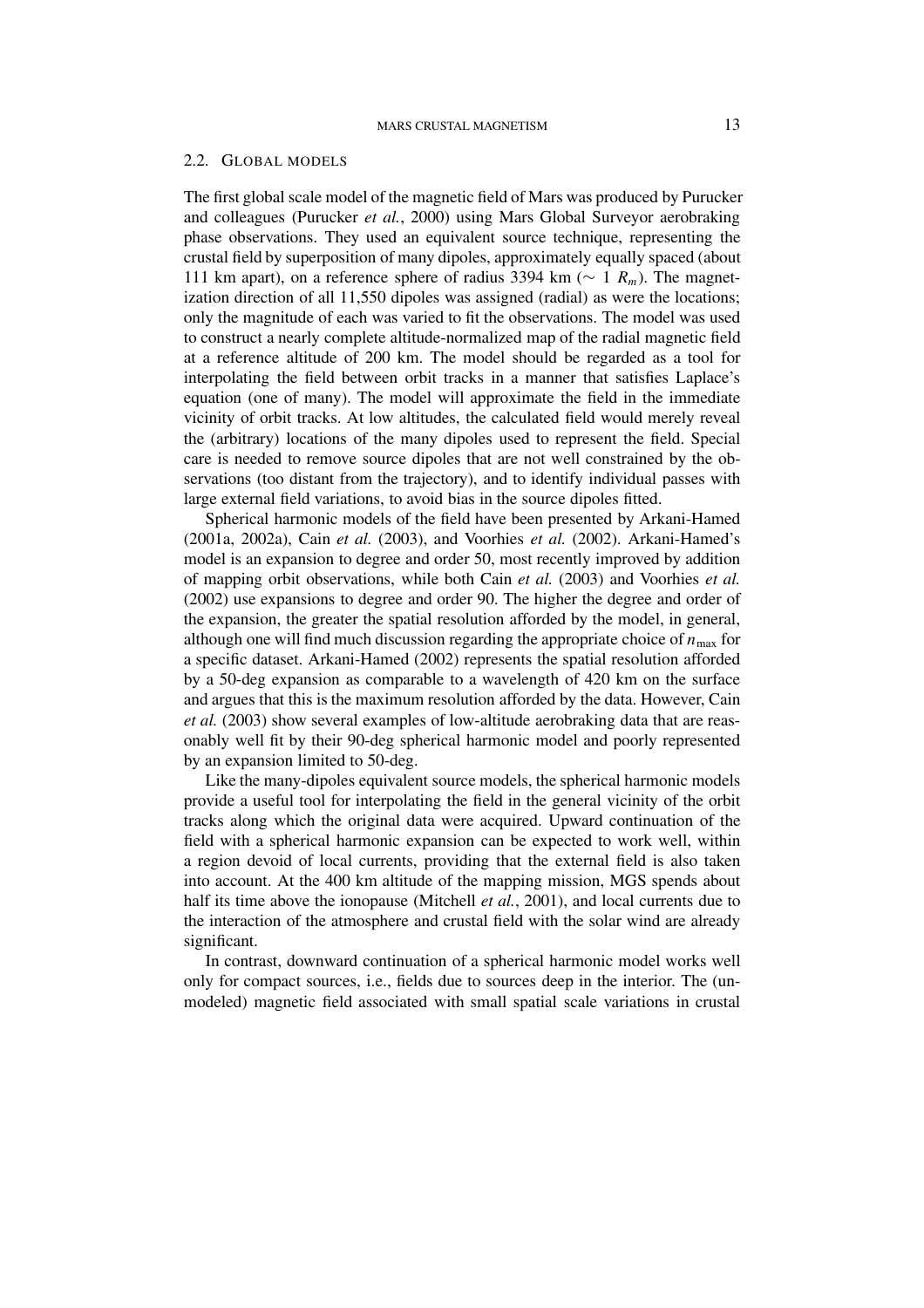### 2.2. Global Models

The first global scale model of the magnetic field of Mars was produced by Purucker and colleagues (Purucker *et al.*, 2000) using Mars Global Surveyor aerobraking phase observations. They used an equivalent source technique, representing the crustal field by superposition of many dipoles, approximately equally spaced (about 111 km apart), on a reference sphere of radius 3394 km ($\sim 1\ R_m$). The magnetization direction of all 11,550 dipoles was assigned (radial) as were the locations; only the magnitude of each was varied to fit the observations. The model was used to construct a nearly complete altitude-normalized map of the radial magnetic field at a reference altitude of 200 km. The model should be regarded as a tool for interpolating the field between orbit tracks in a manner that satisfies Laplace's equation (one of many). The model will approximate the field in the immediate vicinity of orbit tracks. At low altitudes, the calculated field would merely reveal the (arbitrary) locations of the many dipoles used to represent the field. Special care is needed to remove source dipoles that are not well constrained by the observations (too distant from the trajectory), and to identify individual passes with large external field variations, to avoid bias in the source dipoles fitted.

Spherical harmonic models of the field have been presented by Arkani-Hamed (2001a, 2002a), Cain *et al.* (2003), and Voorhies *et al.* (2002). Arkani-Hamed's model is an expansion to degree and order 50, most recently improved by addition of mapping orbit observations, while both Cain *et al.* (2003) and Voorhies *et al.* (2002) use expansions to degree and order 90. The higher the degree and order of the expansion, the greater the spatial resolution afforded by the model, in general, although one will find much discussion regarding the appropriate choice of $n_{\max}$ for a specific dataset. Arkani-Hamed (2002) represents the spatial resolution afforded by a 50-deg expansion as comparable to a wavelength of 420 km on the surface and argues that this is the maximum resolution afforded by the data. However, Cain *et al.* (2003) show several examples of low-altitude aerobraking data that are reasonably well fit by their 90-deg spherical harmonic model and poorly represented by an expansion limited to 50-deg.

Like the many-dipoles equivalent source models, the spherical harmonic models provide a useful tool for interpolating the field in the general vicinity of the orbit tracks along which the original data were acquired. Upward continuation of the field with a spherical harmonic expansion can be expected to work well, within a region devoid of local currents, providing that the external field is also taken into account. At the 400 km altitude of the mapping mission, MGS spends about half its time above the ionopause (Mitchell *et al.*, 2001), and local currents due to the interaction of the atmosphere and crustal field with the solar wind are already significant.

In contrast, downward continuation of a spherical harmonic model works well only for compact sources, i.e., fields due to sources deep in the interior. The (unmodeled) magnetic field associated with small spatial scale variations in crustal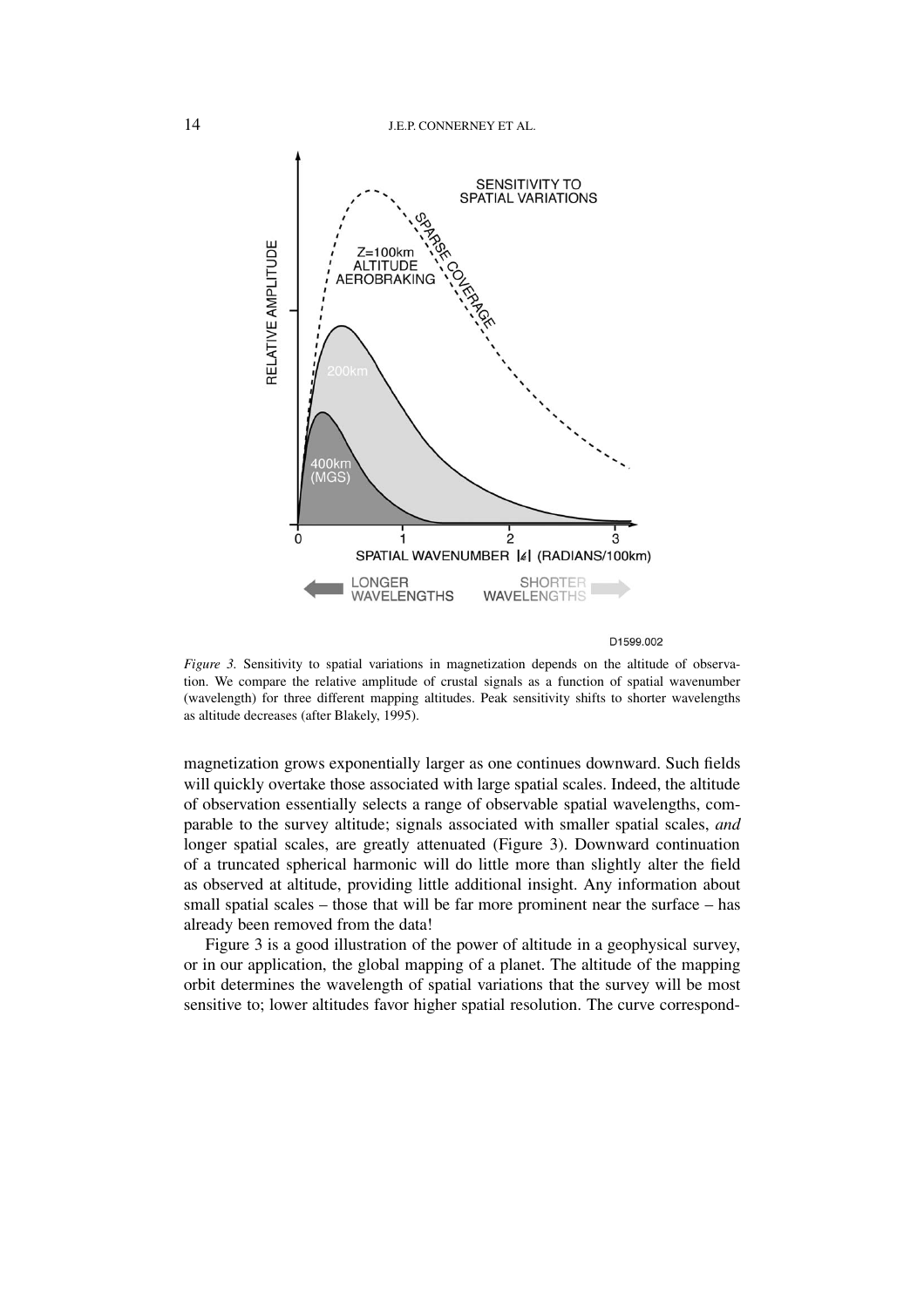SENSITIVITY TO SPATIAL VARIATIONS

RELATIVE AMPLITUDE

Z=100km ALTITUDE AEROBRAKING

SPARSE COVERAGE

200km

400km (MGS)

0 1 2 3

SPATIAL WAVENUMBER |k| (RADIANS/100km)

LONGER WAVELENGTHS

SHORTER WAVELENGTHS

D1599.002

*Figure 3.* Sensitivity to spatial variations in magnetization depends on the altitude of observation. We compare the relative amplitude of crustal signals as a function of spatial wavenumber (wavelength) for three different mapping altitudes. Peak sensitivity shifts to shorter wavelengths as altitude decreases (after Blakely, 1995).

magnetization grows exponentially larger as one continues downward. Such fields will quickly overtake those associated with large spatial scales. Indeed, the altitude of observation essentially selects a range of observable spatial wavelengths, comparable to the survey altitude; signals associated with smaller spatial scales, *and* longer spatial scales, are greatly attenuated (Figure 3). Downward continuation of a truncated spherical harmonic will do little more than slightly alter the field as observed at altitude, providing little additional insight. Any information about small spatial scales – those that will be far more prominent near the surface – has already been removed from the data!

Figure 3 is a good illustration of the power of altitude in a geophysical survey, or in our application, the global mapping of a planet. The altitude of the mapping orbit determines the wavelength of spatial variations that the survey will be most sensitive to; lower altitudes favor higher spatial resolution. The curve correspond-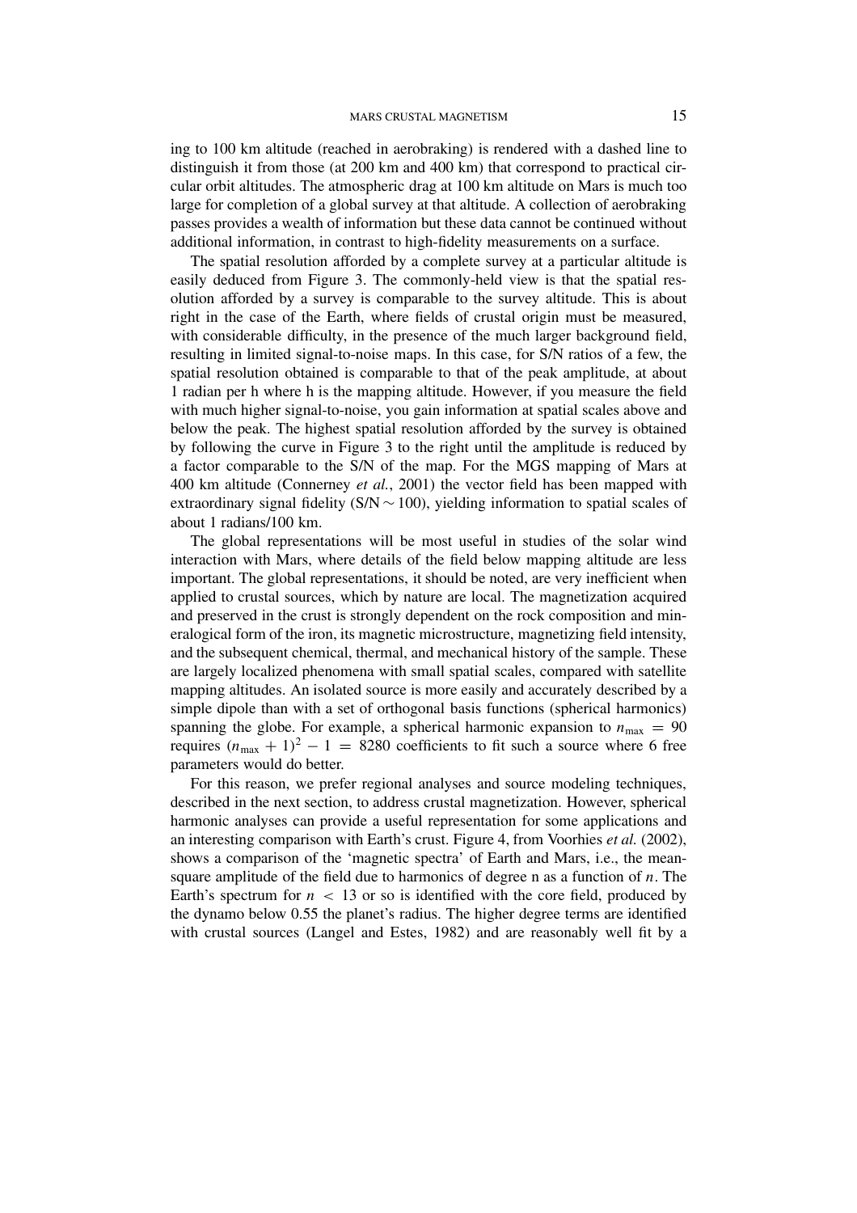ing to 100 km altitude (reached in aerobraking) is rendered with a dashed line to distinguish it from those (at 200 km and 400 km) that correspond to practical circular orbit altitudes. The atmospheric drag at 100 km altitude on Mars is much too large for completion of a global survey at that altitude. A collection of aerobraking passes provides a wealth of information but these data cannot be continued without additional information, in contrast to high-fidelity measurements on a surface.

The spatial resolution afforded by a complete survey at a particular altitude is easily deduced from Figure 3. The commonly-held view is that the spatial resolution afforded by a survey is comparable to the survey altitude. This is about right in the case of the Earth, where fields of crustal origin must be measured, with considerable difficulty, in the presence of the much larger background field, resulting in limited signal-to-noise maps. In this case, for S/N ratios of a few, the spatial resolution obtained is comparable to that of the peak amplitude, at about 1 radian per h where h is the mapping altitude. However, if you measure the field with much higher signal-to-noise, you gain information at spatial scales above and below the peak. The highest spatial resolution afforded by the survey is obtained by following the curve in Figure 3 to the right until the amplitude is reduced by a factor comparable to the S/N of the map. For the MGS mapping of Mars at 400 km altitude (Connerney *et al.*, 2001) the vector field has been mapped with extraordinary signal fidelity (S/N$\sim$100), yielding information to spatial scales of about 1 radians/100 km.

The global representations will be most useful in studies of the solar wind interaction with Mars, where details of the field below mapping altitude are less important. The global representations, it should be noted, are very inefficient when applied to crustal sources, which by nature are local. The magnetization acquired and preserved in the crust is strongly dependent on the rock composition and mineralogical form of the iron, its magnetic microstructure, magnetizing field intensity, and the subsequent chemical, thermal, and mechanical history of the sample. These are largely localized phenomena with small spatial scales, compared with satellite mapping altitudes. An isolated source is more easily and accurately described by a simple dipole than with a set of orthogonal basis functions (spherical harmonics) spanning the globe. For example, a spherical harmonic expansion to $n_{\max} = 90$ requires $(n_{\max} + 1)^2 - 1 = 8280$ coefficients to fit such a source where 6 free parameters would do better.

For this reason, we prefer regional analyses and source modeling techniques, described in the next section, to address crustal magnetization. However, spherical harmonic analyses can provide a useful representation for some applications and an interesting comparison with Earth's crust. Figure 4, from Voorhies *et al.* (2002), shows a comparison of the 'magnetic spectra' of Earth and Mars, i.e., the mean-square amplitude of the field due to harmonics of degree n as a function of $n$. The Earth's spectrum for $n < 13$ or so is identified with the core field, produced by the dynamo below 0.55 the planet's radius. The higher degree terms are identified with crustal sources (Langel and Estes, 1982) and are reasonably well fit by a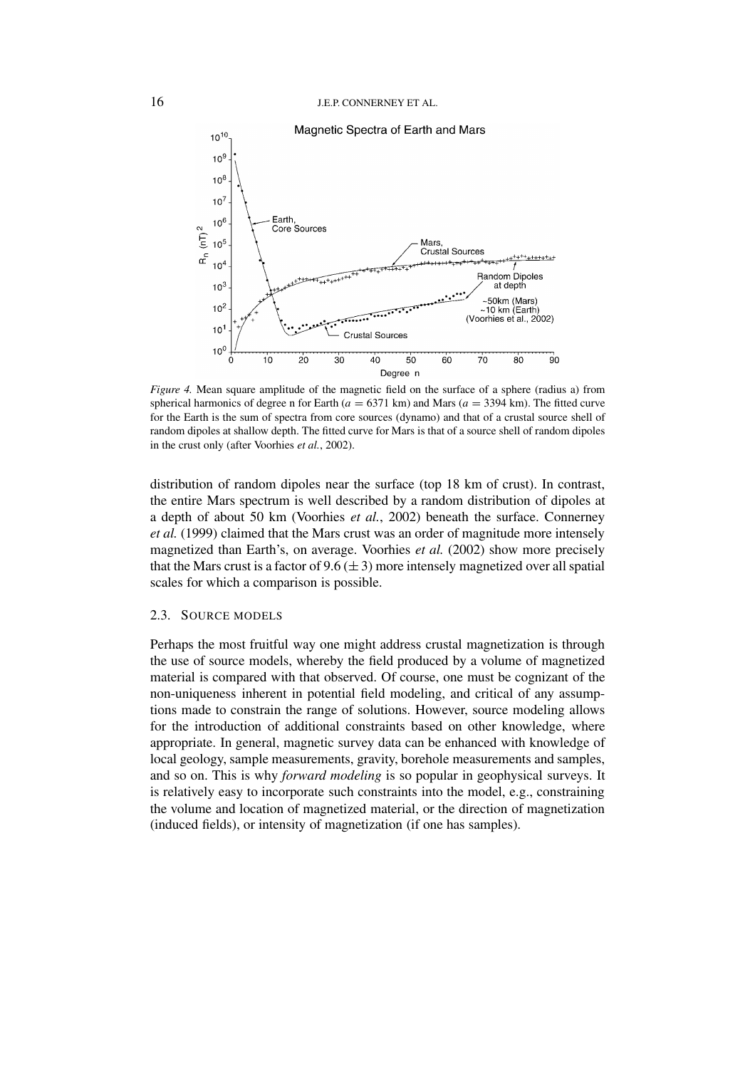Magnetic Spectra of Earth and Mars

$10^{10}$
$10^{9}$
$10^{8}$
$10^{7}$
$10^{6}$
$10^{5}$
$10^{4}$
$10^{3}$
$10^{2}$
$10^{1}$
$10^{0}$

$R_n$ (nT)$^2$

0 10 20 30 40 50 60 70 80 90

Degree n

Earth, Core Sources

Mars, Crustal Sources

Random Dipoles at depth

~50km (Mars)
~10 km (Earth)
(Voorhies et al., 2002)

Crustal Sources

*Figure 4.* Mean square amplitude of the magnetic field on the surface of a sphere (radius a) from spherical harmonics of degree n for Earth ($a = 6371$ km) and Mars ($a = 3394$ km). The fitted curve for the Earth is the sum of spectra from core sources (dynamo) and that of a crustal source shell of random dipoles at shallow depth. The fitted curve for Mars is that of a source shell of random dipoles in the crust only (after Voorhies *et al.*, 2002).

distribution of random dipoles near the surface (top 18 km of crust). In contrast, the entire Mars spectrum is well described by a random distribution of dipoles at a depth of about 50 km (Voorhies *et al.*, 2002) beneath the surface. Connerney *et al.* (1999) claimed that the Mars crust was an order of magnitude more intensely magnetized than Earth's, on average. Voorhies *et al.* (2002) show more precisely that the Mars crust is a factor of 9.6 ($\pm$ 3) more intensely magnetized over all spatial scales for which a comparison is possible.

### 2.3. Source Models

Perhaps the most fruitful way one might address crustal magnetization is through the use of source models, whereby the field produced by a volume of magnetized material is compared with that observed. Of course, one must be cognizant of the non-uniqueness inherent in potential field modeling, and critical of any assumptions made to constrain the range of solutions. However, source modeling allows for the introduction of additional constraints based on other knowledge, where appropriate. In general, magnetic survey data can be enhanced with knowledge of local geology, sample measurements, gravity, borehole measurements and samples, and so on. This is why *forward modeling* is so popular in geophysical surveys. It is relatively easy to incorporate such constraints into the model, e.g., constraining the volume and location of magnetized material, or the direction of magnetization (induced fields), or intensity of magnetization (if one has samples).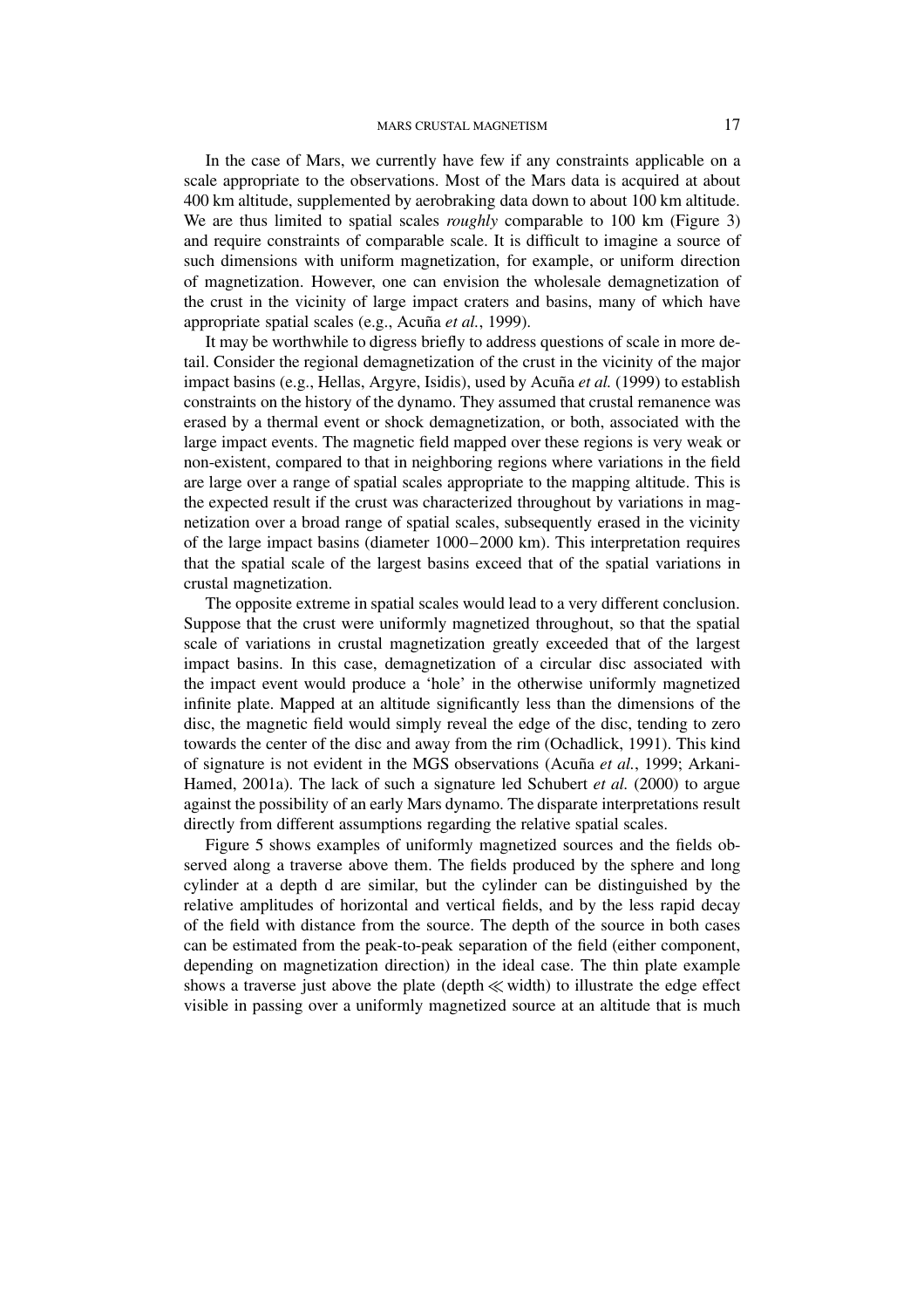In the case of Mars, we currently have few if any constraints applicable on a scale appropriate to the observations. Most of the Mars data is acquired at about 400 km altitude, supplemented by aerobraking data down to about 100 km altitude. We are thus limited to spatial scales *roughly* comparable to 100 km (Figure 3) and require constraints of comparable scale. It is difficult to imagine a source of such dimensions with uniform magnetization, for example, or uniform direction of magnetization. However, one can envision the wholesale demagnetization of the crust in the vicinity of large impact craters and basins, many of which have appropriate spatial scales (e.g., Acuña *et al.*, 1999).

It may be worthwhile to digress briefly to address questions of scale in more detail. Consider the regional demagnetization of the crust in the vicinity of the major impact basins (e.g., Hellas, Argyre, Isidis), used by Acuña *et al.* (1999) to establish constraints on the history of the dynamo. They assumed that crustal remanence was erased by a thermal event or shock demagnetization, or both, associated with the large impact events. The magnetic field mapped over these regions is very weak or non-existent, compared to that in neighboring regions where variations in the field are large over a range of spatial scales appropriate to the mapping altitude. This is the expected result if the crust was characterized throughout by variations in magnetization over a broad range of spatial scales, subsequently erased in the vicinity of the large impact basins (diameter 1000–2000 km). This interpretation requires that the spatial scale of the largest basins exceed that of the spatial variations in crustal magnetization.

The opposite extreme in spatial scales would lead to a very different conclusion. Suppose that the crust were uniformly magnetized throughout, so that the spatial scale of variations in crustal magnetization greatly exceeded that of the largest impact basins. In this case, demagnetization of a circular disc associated with the impact event would produce a 'hole' in the otherwise uniformly magnetized infinite plate. Mapped at an altitude significantly less than the dimensions of the disc, the magnetic field would simply reveal the edge of the disc, tending to zero towards the center of the disc and away from the rim (Ochadlick, 1991). This kind of signature is not evident in the MGS observations (Acuña *et al.*, 1999; Arkani-Hamed, 2001a). The lack of such a signature led Schubert *et al.* (2000) to argue against the possibility of an early Mars dynamo. The disparate interpretations result directly from different assumptions regarding the relative spatial scales.

Figure 5 shows examples of uniformly magnetized sources and the fields observed along a traverse above them. The fields produced by the sphere and long cylinder at a depth d are similar, but the cylinder can be distinguished by the relative amplitudes of horizontal and vertical fields, and by the less rapid decay of the field with distance from the source. The depth of the source in both cases can be estimated from the peak-to-peak separation of the field (either component, depending on magnetization direction) in the ideal case. The thin plate example shows a traverse just above the plate (depth $\ll$ width) to illustrate the edge effect visible in passing over a uniformly magnetized source at an altitude that is much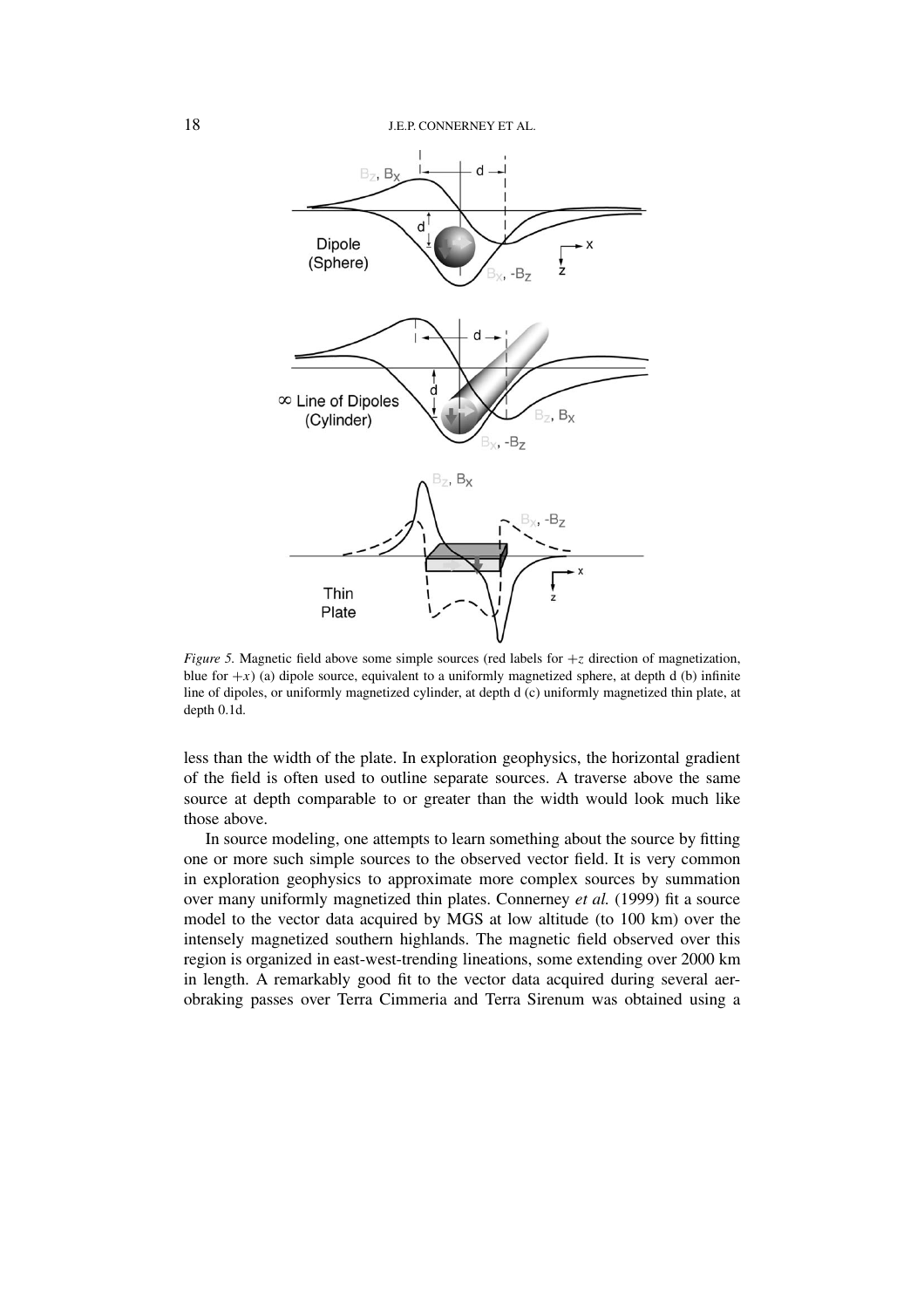Dipole (Sphere)

$B_Z$, $B_X$

d

d

x

z

$B_X$, $-B_Z$

∞ Line of Dipoles (Cylinder)

d

d

$B_Z$, $B_X$

$B_X$, $-B_Z$

$B_Z$, $B_X$

$B_X$, $-B_Z$

Thin Plate

x

z

*Figure 5.* Magnetic field above some simple sources (red labels for $+z$ direction of magnetization, blue for $+x$) (a) dipole source, equivalent to a uniformly magnetized sphere, at depth d (b) infinite line of dipoles, or uniformly magnetized cylinder, at depth d (c) uniformly magnetized thin plate, at depth 0.1d.

less than the width of the plate. In exploration geophysics, the horizontal gradient of the field is often used to outline separate sources. A traverse above the same source at depth comparable to or greater than the width would look much like those above.

In source modeling, one attempts to learn something about the source by fitting one or more such simple sources to the observed vector field. It is very common in exploration geophysics to approximate more complex sources by summation over many uniformly magnetized thin plates. Connerney *et al.* (1999) fit a source model to the vector data acquired by MGS at low altitude (to 100 km) over the intensely magnetized southern highlands. The magnetic field observed over this region is organized in east-west-trending lineations, some extending over 2000 km in length. A remarkably good fit to the vector data acquired during several aerobraking passes over Terra Cimmeria and Terra Sirenum was obtained using a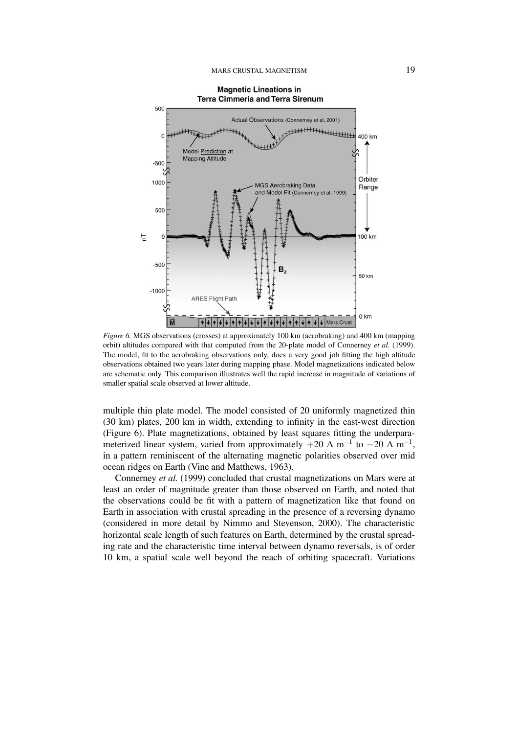**Magnetic Lineations in Terra Cimmeria and Terra Sirenum**

Actual Observations (Connerney et al, 2001)

Model Prediction at Mapping Altitude

MGS Aerobraking Data and Model Fit (Connerney et al, 1999)

ARES Flight Path

nT

500

0

-500

1000

500

0

-500

-1000

400 km

Orbiter Range

100 km

50 km

0 km

$B_z$

$\vec{M}$

Mars Crust

*Figure 6.* MGS observations (crosses) at approximately 100 km (aerobraking) and 400 km (mapping orbit) altitudes compared with that computed from the 20-plate model of Connerney *et al.* (1999). The model, fit to the aerobraking observations only, does a very good job fitting the high altitude observations obtained two years later during mapping phase. Model magnetizations indicated below are schematic only. This comparison illustrates well the rapid increase in magnitude of variations of smaller spatial scale observed at lower altitude.

multiple thin plate model. The model consisted of 20 uniformly magnetized thin (30 km) plates, 200 km in width, extending to infinity in the east-west direction (Figure 6). Plate magnetizations, obtained by least squares fitting the underparameterized linear system, varied from approximately $+20$ A m$^{-1}$ to $-20$ A m$^{-1}$, in a pattern reminiscent of the alternating magnetic polarities observed over mid ocean ridges on Earth (Vine and Matthews, 1963).

Connerney *et al.* (1999) concluded that crustal magnetizations on Mars were at least an order of magnitude greater than those observed on Earth, and noted that the observations could be fit with a pattern of magnetization like that found on Earth in association with crustal spreading in the presence of a reversing dynamo (considered in more detail by Nimmo and Stevenson, 2000). The characteristic horizontal scale length of such features on Earth, determined by the crustal spreading rate and the characteristic time interval between dynamo reversals, is of order 10 km, a spatial scale well beyond the reach of orbiting spacecraft. Variations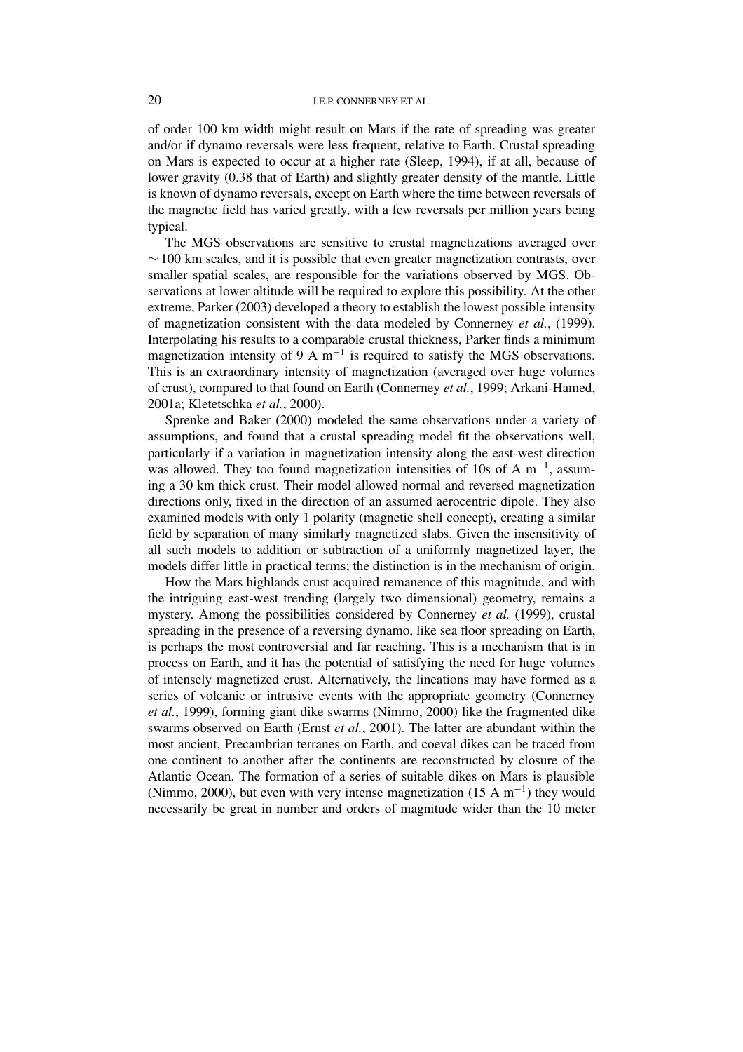of order 100 km width might result on Mars if the rate of spreading was greater and/or if dynamo reversals were less frequent, relative to Earth. Crustal spreading on Mars is expected to occur at a higher rate (Sleep, 1994), if at all, because of lower gravity (0.38 that of Earth) and slightly greater density of the mantle. Little is known of dynamo reversals, except on Earth where the time between reversals of the magnetic field has varied greatly, with a few reversals per million years being typical.

The MGS observations are sensitive to crustal magnetizations averaged over $\sim 100$ km scales, and it is possible that even greater magnetization contrasts, over smaller spatial scales, are responsible for the variations observed by MGS. Observations at lower altitude will be required to explore this possibility. At the other extreme, Parker (2003) developed a theory to establish the lowest possible intensity of magnetization consistent with the data modeled by Connerney *et al.*, (1999). Interpolating his results to a comparable crustal thickness, Parker finds a minimum magnetization intensity of 9 A $m^{-1}$ is required to satisfy the MGS observations. This is an extraordinary intensity of magnetization (averaged over huge volumes of crust), compared to that found on Earth (Connerney *et al.*, 1999; Arkani-Hamed, 2001a; Kletetschka *et al.*, 2000).

Sprenke and Baker (2000) modeled the same observations under a variety of assumptions, and found that a crustal spreading model fit the observations well, particularly if a variation in magnetization intensity along the east-west direction was allowed. They too found magnetization intensities of 10s of A $m^{-1}$, assuming a 30 km thick crust. Their model allowed normal and reversed magnetization directions only, fixed in the direction of an assumed aerocentric dipole. They also examined models with only 1 polarity (magnetic shell concept), creating a similar field by separation of many similarly magnetized slabs. Given the insensitivity of all such models to addition or subtraction of a uniformly magnetized layer, the models differ little in practical terms; the distinction is in the mechanism of origin.

How the Mars highlands crust acquired remanence of this magnitude, and with the intriguing east-west trending (largely two dimensional) geometry, remains a mystery. Among the possibilities considered by Connerney *et al.* (1999), crustal spreading in the presence of a reversing dynamo, like sea floor spreading on Earth, is perhaps the most controversial and far reaching. This is a mechanism that is in process on Earth, and it has the potential of satisfying the need for huge volumes of intensely magnetized crust. Alternatively, the lineations may have formed as a series of volcanic or intrusive events with the appropriate geometry (Connerney *et al.*, 1999), forming giant dike swarms (Nimmo, 2000) like the fragmented dike swarms observed on Earth (Ernst *et al.*, 2001). The latter are abundant within the most ancient, Precambrian terranes on Earth, and coeval dikes can be traced from one continent to another after the continents are reconstructed by closure of the Atlantic Ocean. The formation of a series of suitable dikes on Mars is plausible (Nimmo, 2000), but even with very intense magnetization (15 A $m^{-1}$) they would necessarily be great in number and orders of magnitude wider than the 10 meter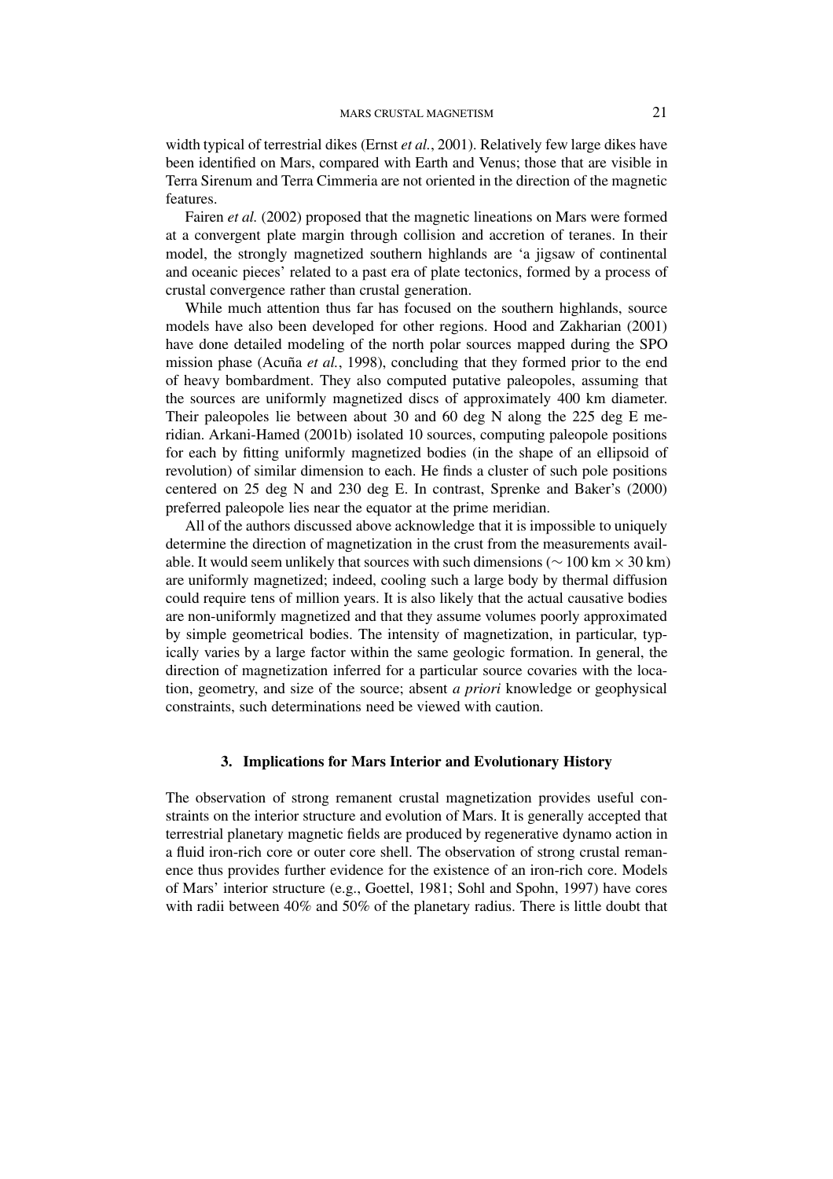width typical of terrestrial dikes (Ernst *et al.*, 2001). Relatively few large dikes have been identified on Mars, compared with Earth and Venus; those that are visible in Terra Sirenum and Terra Cimmeria are not oriented in the direction of the magnetic features.

Fairen *et al.* (2002) proposed that the magnetic lineations on Mars were formed at a convergent plate margin through collision and accretion of teranes. In their model, the strongly magnetized southern highlands are 'a jigsaw of continental and oceanic pieces' related to a past era of plate tectonics, formed by a process of crustal convergence rather than crustal generation.

While much attention thus far has focused on the southern highlands, source models have also been developed for other regions. Hood and Zakharian (2001) have done detailed modeling of the north polar sources mapped during the SPO mission phase (Acuña *et al.*, 1998), concluding that they formed prior to the end of heavy bombardment. They also computed putative paleopoles, assuming that the sources are uniformly magnetized discs of approximately 400 km diameter. Their paleopoles lie between about 30 and 60 deg N along the 225 deg E meridian. Arkani-Hamed (2001b) isolated 10 sources, computing paleopole positions for each by fitting uniformly magnetized bodies (in the shape of an ellipsoid of revolution) of similar dimension to each. He finds a cluster of such pole positions centered on 25 deg N and 230 deg E. In contrast, Sprenke and Baker's (2000) preferred paleopole lies near the equator at the prime meridian.

All of the authors discussed above acknowledge that it is impossible to uniquely determine the direction of magnetization in the crust from the measurements available. It would seem unlikely that sources with such dimensions ($\sim 100$ km $\times$ 30 km) are uniformly magnetized; indeed, cooling such a large body by thermal diffusion could require tens of million years. It is also likely that the actual causative bodies are non-uniformly magnetized and that they assume volumes poorly approximated by simple geometrical bodies. The intensity of magnetization, in particular, typically varies by a large factor within the same geologic formation. In general, the direction of magnetization inferred for a particular source covaries with the location, geometry, and size of the source; absent *a priori* knowledge or geophysical constraints, such determinations need be viewed with caution.

## 3. Implications for Mars Interior and Evolutionary History

The observation of strong remanent crustal magnetization provides useful constraints on the interior structure and evolution of Mars. It is generally accepted that terrestrial planetary magnetic fields are produced by regenerative dynamo action in a fluid iron-rich core or outer core shell. The observation of strong crustal remanence thus provides further evidence for the existence of an iron-rich core. Models of Mars' interior structure (e.g., Goettel, 1981; Sohl and Spohn, 1997) have cores with radii between 40% and 50% of the planetary radius. There is little doubt that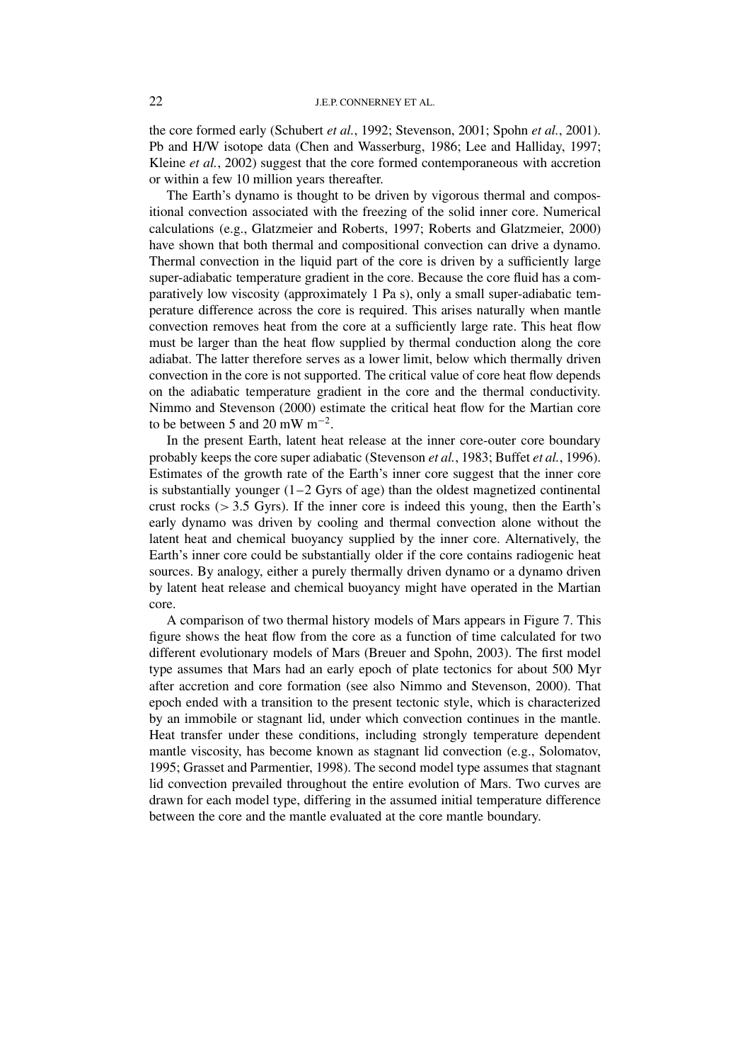the core formed early (Schubert *et al.*, 1992; Stevenson, 2001; Spohn *et al.*, 2001). Pb and H/W isotope data (Chen and Wasserburg, 1986; Lee and Halliday, 1997; Kleine *et al.*, 2002) suggest that the core formed contemporaneous with accretion or within a few 10 million years thereafter.

The Earth's dynamo is thought to be driven by vigorous thermal and compositional convection associated with the freezing of the solid inner core. Numerical calculations (e.g., Glatzmeier and Roberts, 1997; Roberts and Glatzmeier, 2000) have shown that both thermal and compositional convection can drive a dynamo. Thermal convection in the liquid part of the core is driven by a sufficiently large super-adiabatic temperature gradient in the core. Because the core fluid has a comparatively low viscosity (approximately 1 Pa s), only a small super-adiabatic temperature difference across the core is required. This arises naturally when mantle convection removes heat from the core at a sufficiently large rate. This heat flow must be larger than the heat flow supplied by thermal conduction along the core adiabat. The latter therefore serves as a lower limit, below which thermally driven convection in the core is not supported. The critical value of core heat flow depends on the adiabatic temperature gradient in the core and the thermal conductivity. Nimmo and Stevenson (2000) estimate the critical heat flow for the Martian core to be between 5 and 20 mW $m^{-2}$.

In the present Earth, latent heat release at the inner core-outer core boundary probably keeps the core super adiabatic (Stevenson *et al.*, 1983; Buffet *et al.*, 1996). Estimates of the growth rate of the Earth's inner core suggest that the inner core is substantially younger (1–2 Gyrs of age) than the oldest magnetized continental crust rocks ($> 3.5$ Gyrs). If the inner core is indeed this young, then the Earth's early dynamo was driven by cooling and thermal convection alone without the latent heat and chemical buoyancy supplied by the inner core. Alternatively, the Earth's inner core could be substantially older if the core contains radiogenic heat sources. By analogy, either a purely thermally driven dynamo or a dynamo driven by latent heat release and chemical buoyancy might have operated in the Martian core.

A comparison of two thermal history models of Mars appears in Figure 7. This figure shows the heat flow from the core as a function of time calculated for two different evolutionary models of Mars (Breuer and Spohn, 2003). The first model type assumes that Mars had an early epoch of plate tectonics for about 500 Myr after accretion and core formation (see also Nimmo and Stevenson, 2000). That epoch ended with a transition to the present tectonic style, which is characterized by an immobile or stagnant lid, under which convection continues in the mantle. Heat transfer under these conditions, including strongly temperature dependent mantle viscosity, has become known as stagnant lid convection (e.g., Solomatov, 1995; Grasset and Parmentier, 1998). The second model type assumes that stagnant lid convection prevailed throughout the entire evolution of Mars. Two curves are drawn for each model type, differing in the assumed initial temperature difference between the core and the mantle evaluated at the core mantle boundary.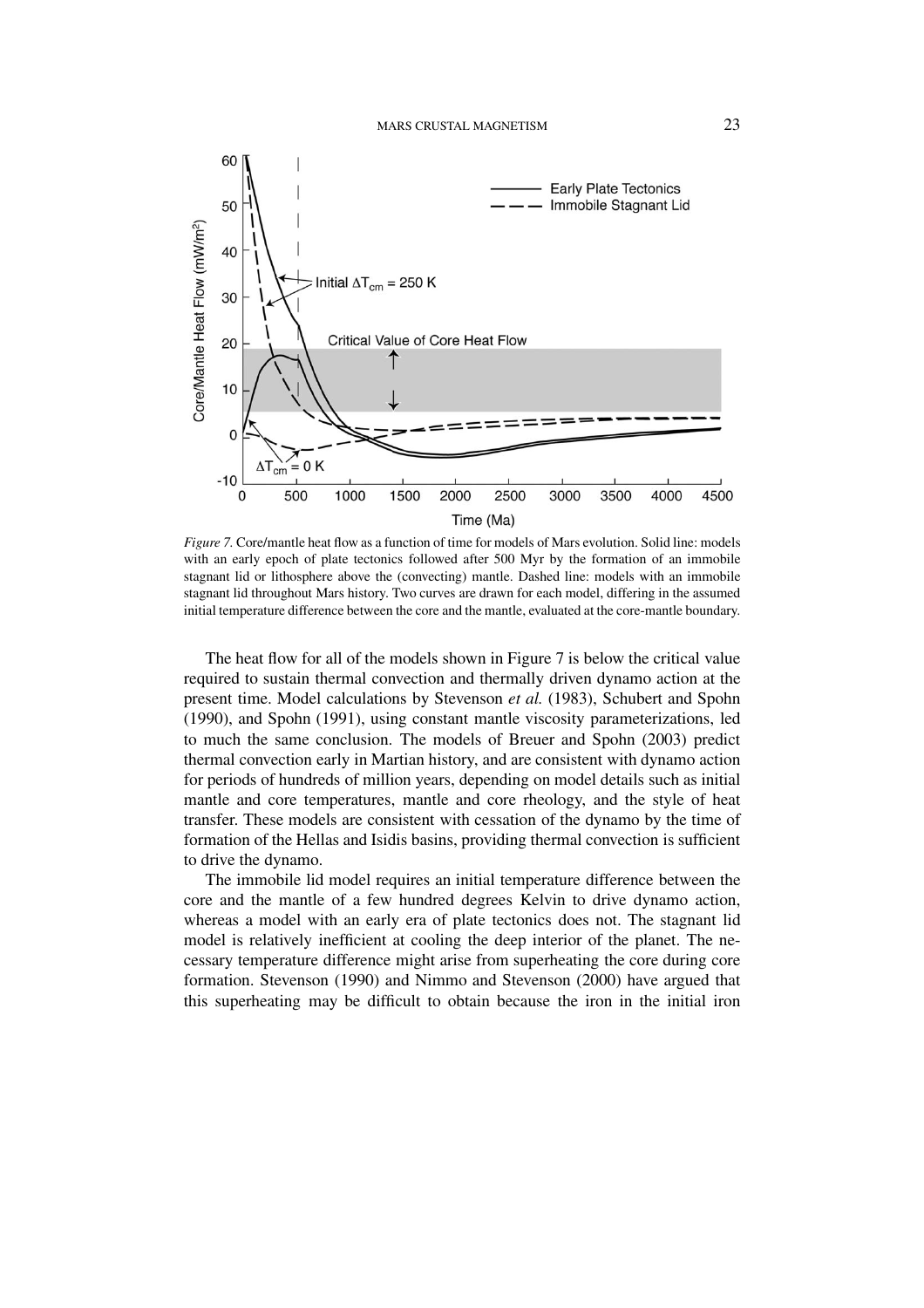Core/Mantle Heat Flow (mW/m²)

60
50
40
30
20
10
0
-10

0 500 1000 1500 2000 2500 3000 3500 4000 4500

Time (Ma)

Early Plate Tectonics

Immobile Stagnant Lid

Initial $\Delta T_{cm}$ = 250 K

Critical Value of Core Heat Flow

$\Delta T_{cm}$ = 0 K

*Figure 7.* Core/mantle heat flow as a function of time for models of Mars evolution. Solid line: models with an early epoch of plate tectonics followed after 500 Myr by the formation of an immobile stagnant lid or lithosphere above the (convecting) mantle. Dashed line: models with an immobile stagnant lid throughout Mars history. Two curves are drawn for each model, differing in the assumed initial temperature difference between the core and the mantle, evaluated at the core-mantle boundary.

The heat flow for all of the models shown in Figure 7 is below the critical value required to sustain thermal convection and thermally driven dynamo action at the present time. Model calculations by Stevenson *et al.* (1983), Schubert and Spohn (1990), and Spohn (1991), using constant mantle viscosity parameterizations, led to much the same conclusion. The models of Breuer and Spohn (2003) predict thermal convection early in Martian history, and are consistent with dynamo action for periods of hundreds of million years, depending on model details such as initial mantle and core temperatures, mantle and core rheology, and the style of heat transfer. These models are consistent with cessation of the dynamo by the time of formation of the Hellas and Isidis basins, providing thermal convection is sufficient to drive the dynamo.

The immobile lid model requires an initial temperature difference between the core and the mantle of a few hundred degrees Kelvin to drive dynamo action, whereas a model with an early era of plate tectonics does not. The stagnant lid model is relatively inefficient at cooling the deep interior of the planet. The necessary temperature difference might arise from superheating the core during core formation. Stevenson (1990) and Nimmo and Stevenson (2000) have argued that this superheating may be difficult to obtain because the iron in the initial iron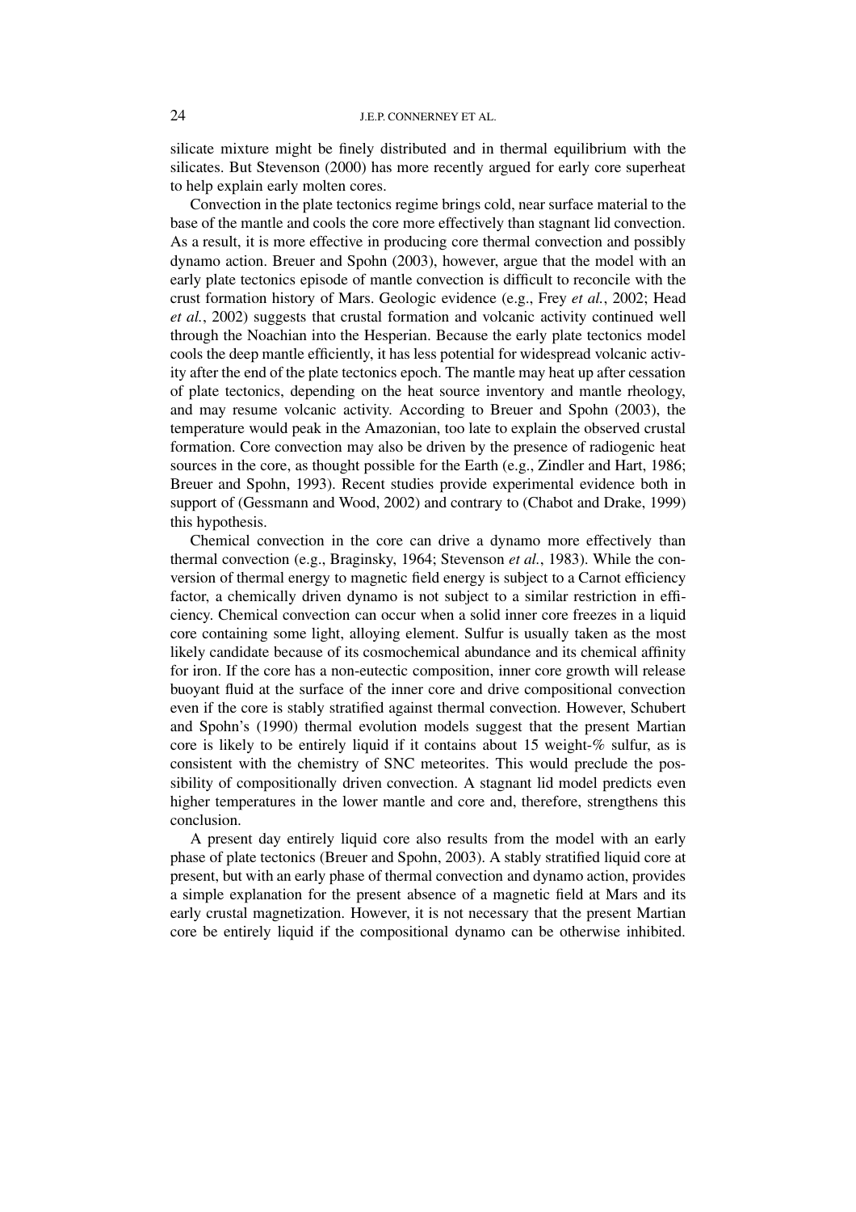silicate mixture might be finely distributed and in thermal equilibrium with the silicates. But Stevenson (2000) has more recently argued for early core superheat to help explain early molten cores.

Convection in the plate tectonics regime brings cold, near surface material to the base of the mantle and cools the core more effectively than stagnant lid convection. As a result, it is more effective in producing core thermal convection and possibly dynamo action. Breuer and Spohn (2003), however, argue that the model with an early plate tectonics episode of mantle convection is difficult to reconcile with the crust formation history of Mars. Geologic evidence (e.g., Frey *et al.*, 2002; Head *et al.*, 2002) suggests that crustal formation and volcanic activity continued well through the Noachian into the Hesperian. Because the early plate tectonics model cools the deep mantle efficiently, it has less potential for widespread volcanic activity after the end of the plate tectonics epoch. The mantle may heat up after cessation of plate tectonics, depending on the heat source inventory and mantle rheology, and may resume volcanic activity. According to Breuer and Spohn (2003), the temperature would peak in the Amazonian, too late to explain the observed crustal formation. Core convection may also be driven by the presence of radiogenic heat sources in the core, as thought possible for the Earth (e.g., Zindler and Hart, 1986; Breuer and Spohn, 1993). Recent studies provide experimental evidence both in support of (Gessmann and Wood, 2002) and contrary to (Chabot and Drake, 1999) this hypothesis.

Chemical convection in the core can drive a dynamo more effectively than thermal convection (e.g., Braginsky, 1964; Stevenson *et al.*, 1983). While the conversion of thermal energy to magnetic field energy is subject to a Carnot efficiency factor, a chemically driven dynamo is not subject to a similar restriction in efficiency. Chemical convection can occur when a solid inner core freezes in a liquid core containing some light, alloying element. Sulfur is usually taken as the most likely candidate because of its cosmochemical abundance and its chemical affinity for iron. If the core has a non-eutectic composition, inner core growth will release buoyant fluid at the surface of the inner core and drive compositional convection even if the core is stably stratified against thermal convection. However, Schubert and Spohn's (1990) thermal evolution models suggest that the present Martian core is likely to be entirely liquid if it contains about 15 weight-% sulfur, as is consistent with the chemistry of SNC meteorites. This would preclude the possibility of compositionally driven convection. A stagnant lid model predicts even higher temperatures in the lower mantle and core and, therefore, strengthens this conclusion.

A present day entirely liquid core also results from the model with an early phase of plate tectonics (Breuer and Spohn, 2003). A stably stratified liquid core at present, but with an early phase of thermal convection and dynamo action, provides a simple explanation for the present absence of a magnetic field at Mars and its early crustal magnetization. However, it is not necessary that the present Martian core be entirely liquid if the compositional dynamo can be otherwise inhibited.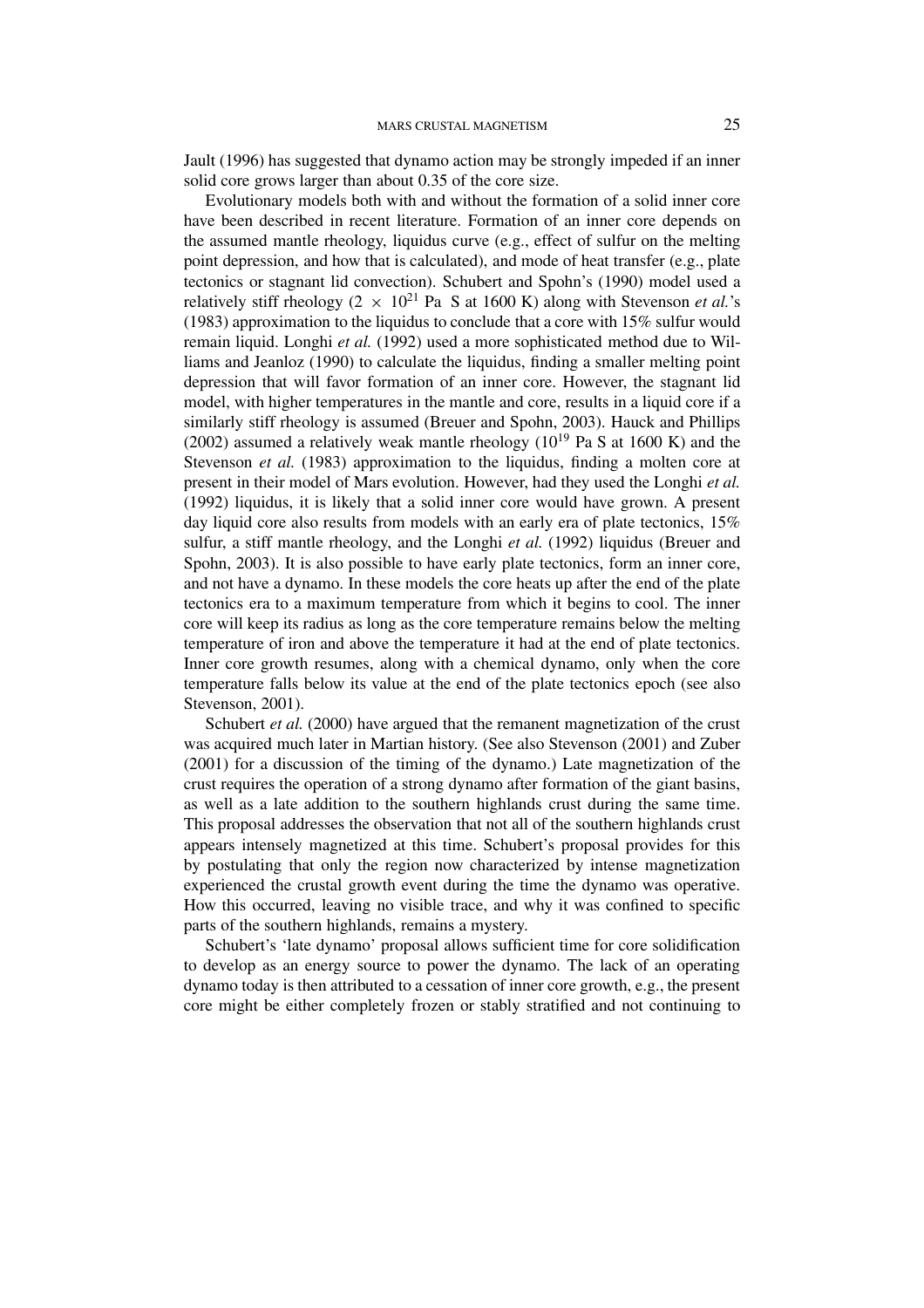Jault (1996) has suggested that dynamo action may be strongly impeded if an inner solid core grows larger than about 0.35 of the core size.

Evolutionary models both with and without the formation of a solid inner core have been described in recent literature. Formation of an inner core depends on the assumed mantle rheology, liquidus curve (e.g., effect of sulfur on the melting point depression, and how that is calculated), and mode of heat transfer (e.g., plate tectonics or stagnant lid convection). Schubert and Spohn's (1990) model used a relatively stiff rheology ($2 \times 10^{21}$ Pa S at 1600 K) along with Stevenson *et al.*'s (1983) approximation to the liquidus to conclude that a core with 15% sulfur would remain liquid. Longhi *et al.* (1992) used a more sophisticated method due to Williams and Jeanloz (1990) to calculate the liquidus, finding a smaller melting point depression that will favor formation of an inner core. However, the stagnant lid model, with higher temperatures in the mantle and core, results in a liquid core if a similarly stiff rheology is assumed (Breuer and Spohn, 2003). Hauck and Phillips (2002) assumed a relatively weak mantle rheology ($10^{19}$ Pa S at 1600 K) and the Stevenson *et al.* (1983) approximation to the liquidus, finding a molten core at present in their model of Mars evolution. However, had they used the Longhi *et al.* (1992) liquidus, it is likely that a solid inner core would have grown. A present day liquid core also results from models with an early era of plate tectonics, 15% sulfur, a stiff mantle rheology, and the Longhi *et al.* (1992) liquidus (Breuer and Spohn, 2003). It is also possible to have early plate tectonics, form an inner core, and not have a dynamo. In these models the core heats up after the end of the plate tectonics era to a maximum temperature from which it begins to cool. The inner core will keep its radius as long as the core temperature remains below the melting temperature of iron and above the temperature it had at the end of plate tectonics. Inner core growth resumes, along with a chemical dynamo, only when the core temperature falls below its value at the end of the plate tectonics epoch (see also Stevenson, 2001).

Schubert *et al.* (2000) have argued that the remanent magnetization of the crust was acquired much later in Martian history. (See also Stevenson (2001) and Zuber (2001) for a discussion of the timing of the dynamo.) Late magnetization of the crust requires the operation of a strong dynamo after formation of the giant basins, as well as a late addition to the southern highlands crust during the same time. This proposal addresses the observation that not all of the southern highlands crust appears intensely magnetized at this time. Schubert's proposal provides for this by postulating that only the region now characterized by intense magnetization experienced the crustal growth event during the time the dynamo was operative. How this occurred, leaving no visible trace, and why it was confined to specific parts of the southern highlands, remains a mystery.

Schubert's 'late dynamo' proposal allows sufficient time for core solidification to develop as an energy source to power the dynamo. The lack of an operating dynamo today is then attributed to a cessation of inner core growth, e.g., the present core might be either completely frozen or stably stratified and not continuing to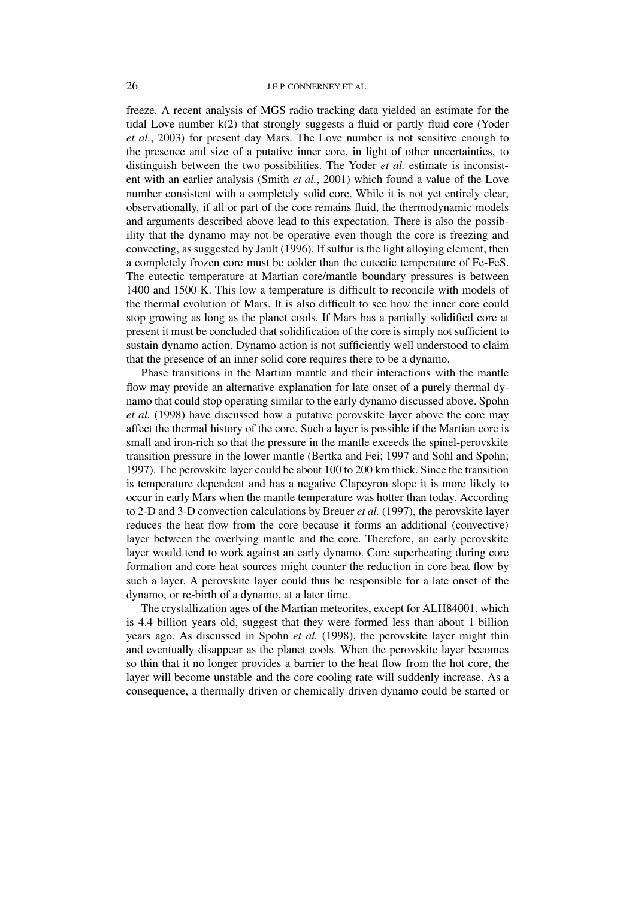freeze. A recent analysis of MGS radio tracking data yielded an estimate for the tidal Love number k(2) that strongly suggests a fluid or partly fluid core (Yoder *et al.*, 2003) for present day Mars. The Love number is not sensitive enough to the presence and size of a putative inner core, in light of other uncertainties, to distinguish between the two possibilities. The Yoder *et al.* estimate is inconsistent with an earlier analysis (Smith *et al.*, 2001) which found a value of the Love number consistent with a completely solid core. While it is not yet entirely clear, observationally, if all or part of the core remains fluid, the thermodynamic models and arguments described above lead to this expectation. There is also the possibility that the dynamo may not be operative even though the core is freezing and convecting, as suggested by Jault (1996). If sulfur is the light alloying element, then a completely frozen core must be colder than the eutectic temperature of Fe-FeS. The eutectic temperature at Martian core/mantle boundary pressures is between 1400 and 1500 K. This low a temperature is difficult to reconcile with models of the thermal evolution of Mars. It is also difficult to see how the inner core could stop growing as long as the planet cools. If Mars has a partially solidified core at present it must be concluded that solidification of the core is simply not sufficient to sustain dynamo action. Dynamo action is not sufficiently well understood to claim that the presence of an inner solid core requires there to be a dynamo.

Phase transitions in the Martian mantle and their interactions with the mantle flow may provide an alternative explanation for late onset of a purely thermal dynamo that could stop operating similar to the early dynamo discussed above. Spohn *et al.* (1998) have discussed how a putative perovskite layer above the core may affect the thermal history of the core. Such a layer is possible if the Martian core is small and iron-rich so that the pressure in the mantle exceeds the spinel-perovskite transition pressure in the lower mantle (Bertka and Fei; 1997 and Sohl and Spohn; 1997). The perovskite layer could be about 100 to 200 km thick. Since the transition is temperature dependent and has a negative Clapeyron slope it is more likely to occur in early Mars when the mantle temperature was hotter than today. According to 2-D and 3-D convection calculations by Breuer *et al.* (1997), the perovskite layer reduces the heat flow from the core because it forms an additional (convective) layer between the overlying mantle and the core. Therefore, an early perovskite layer would tend to work against an early dynamo. Core superheating during core formation and core heat sources might counter the reduction in core heat flow by such a layer. A perovskite layer could thus be responsible for a late onset of the dynamo, or re-birth of a dynamo, at a later time.

The crystallization ages of the Martian meteorites, except for ALH84001, which is 4.4 billion years old, suggest that they were formed less than about 1 billion years ago. As discussed in Spohn *et al.* (1998), the perovskite layer might thin and eventually disappear as the planet cools. When the perovskite layer becomes so thin that it no longer provides a barrier to the heat flow from the hot core, the layer will become unstable and the core cooling rate will suddenly increase. As a consequence, a thermally driven or chemically driven dynamo could be started or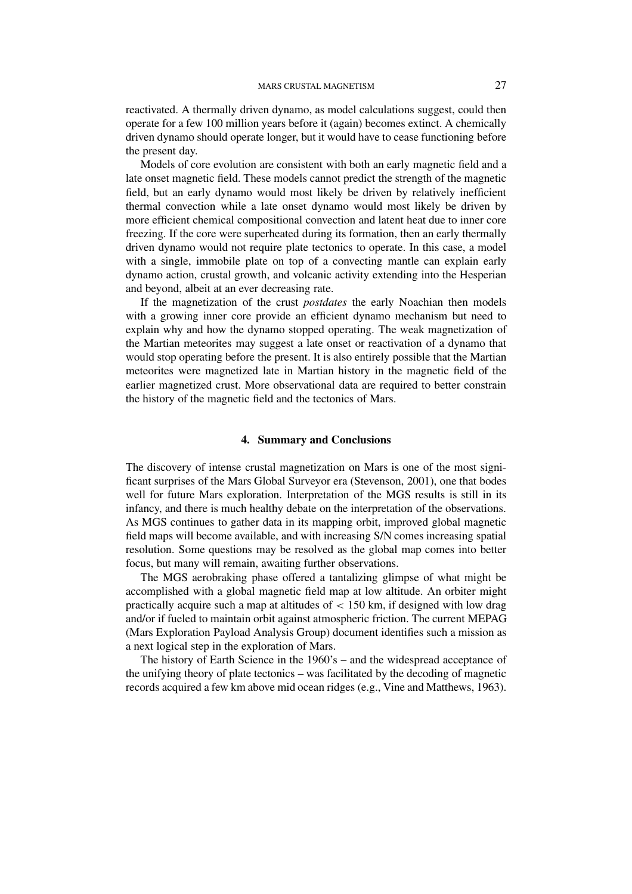reactivated. A thermally driven dynamo, as model calculations suggest, could then operate for a few 100 million years before it (again) becomes extinct. A chemically driven dynamo should operate longer, but it would have to cease functioning before the present day.

Models of core evolution are consistent with both an early magnetic field and a late onset magnetic field. These models cannot predict the strength of the magnetic field, but an early dynamo would most likely be driven by relatively inefficient thermal convection while a late onset dynamo would most likely be driven by more efficient chemical compositional convection and latent heat due to inner core freezing. If the core were superheated during its formation, then an early thermally driven dynamo would not require plate tectonics to operate. In this case, a model with a single, immobile plate on top of a convecting mantle can explain early dynamo action, crustal growth, and volcanic activity extending into the Hesperian and beyond, albeit at an ever decreasing rate.

If the magnetization of the crust *postdates* the early Noachian then models with a growing inner core provide an efficient dynamo mechanism but need to explain why and how the dynamo stopped operating. The weak magnetization of the Martian meteorites may suggest a late onset or reactivation of a dynamo that would stop operating before the present. It is also entirely possible that the Martian meteorites were magnetized late in Martian history in the magnetic field of the earlier magnetized crust. More observational data are required to better constrain the history of the magnetic field and the tectonics of Mars.

## 4. Summary and Conclusions

The discovery of intense crustal magnetization on Mars is one of the most significant surprises of the Mars Global Surveyor era (Stevenson, 2001), one that bodes well for future Mars exploration. Interpretation of the MGS results is still in its infancy, and there is much healthy debate on the interpretation of the observations. As MGS continues to gather data in its mapping orbit, improved global magnetic field maps will become available, and with increasing S/N comes increasing spatial resolution. Some questions may be resolved as the global map comes into better focus, but many will remain, awaiting further observations.

The MGS aerobraking phase offered a tantalizing glimpse of what might be accomplished with a global magnetic field map at low altitude. An orbiter might practically acquire such a map at altitudes of $< 150$ km, if designed with low drag and/or if fueled to maintain orbit against atmospheric friction. The current MEPAG (Mars Exploration Payload Analysis Group) document identifies such a mission as a next logical step in the exploration of Mars.

The history of Earth Science in the 1960's – and the widespread acceptance of the unifying theory of plate tectonics – was facilitated by the decoding of magnetic records acquired a few km above mid ocean ridges (e.g., Vine and Matthews, 1963).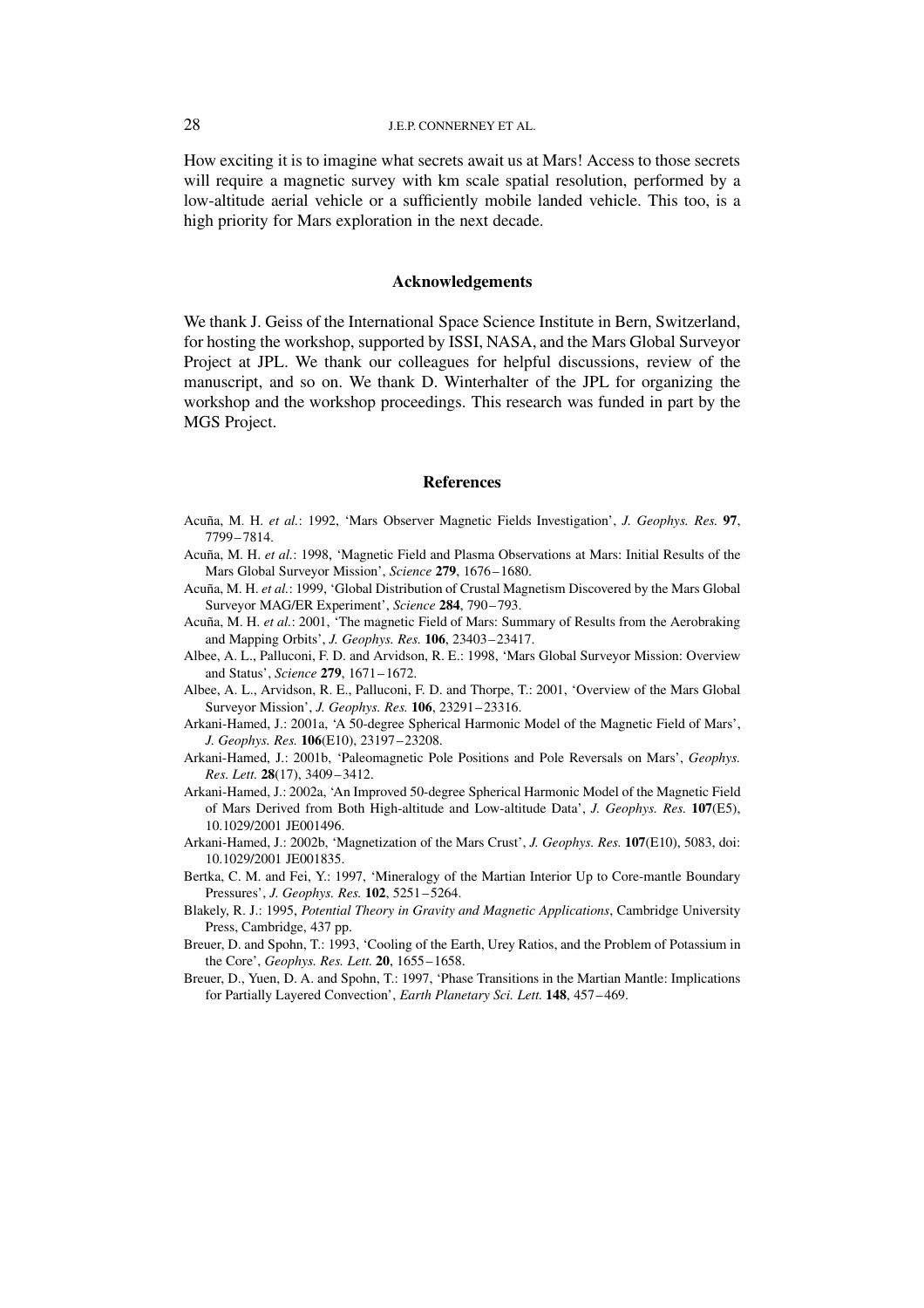How exciting it is to imagine what secrets await us at Mars! Access to those secrets will require a magnetic survey with km scale spatial resolution, performed by a low-altitude aerial vehicle or a sufficiently mobile landed vehicle. This too, is a high priority for Mars exploration in the next decade.

## Acknowledgements

We thank J. Geiss of the International Space Science Institute in Bern, Switzerland, for hosting the workshop, supported by ISSI, NASA, and the Mars Global Surveyor Project at JPL. We thank our colleagues for helpful discussions, review of the manuscript, and so on. We thank D. Winterhalter of the JPL for organizing the workshop and the workshop proceedings. This research was funded in part by the MGS Project.

## References

Acuña, M. H. *et al.*: 1992, 'Mars Observer Magnetic Fields Investigation', *J. Geophys. Res.* **97**, 7799–7814.

Acuña, M. H. *et al.*: 1998, 'Magnetic Field and Plasma Observations at Mars: Initial Results of the Mars Global Surveyor Mission', *Science* **279**, 1676–1680.

Acuña, M. H. *et al.*: 1999, 'Global Distribution of Crustal Magnetism Discovered by the Mars Global Surveyor MAG/ER Experiment', *Science* **284**, 790–793.

Acuña, M. H. *et al.*: 2001, 'The magnetic Field of Mars: Summary of Results from the Aerobraking and Mapping Orbits', *J. Geophys. Res.* **106**, 23403–23417.

Albee, A. L., Palluconi, F. D. and Arvidson, R. E.: 1998, 'Mars Global Surveyor Mission: Overview and Status', *Science* **279**, 1671–1672.

Albee, A. L., Arvidson, R. E., Palluconi, F. D. and Thorpe, T.: 2001, 'Overview of the Mars Global Surveyor Mission', *J. Geophys. Res.* **106**, 23291–23316.

Arkani-Hamed, J.: 2001a, 'A 50-degree Spherical Harmonic Model of the Magnetic Field of Mars', *J. Geophys. Res.* **106**(E10), 23197–23208.

Arkani-Hamed, J.: 2001b, 'Paleomagnetic Pole Positions and Pole Reversals on Mars', *Geophys. Res. Lett.* **28**(17), 3409–3412.

Arkani-Hamed, J.: 2002a, 'An Improved 50-degree Spherical Harmonic Model of the Magnetic Field of Mars Derived from Both High-altitude and Low-altitude Data', *J. Geophys. Res.* **107**(E5), 10.1029/2001 JE001496.

Arkani-Hamed, J.: 2002b, 'Magnetization of the Mars Crust', *J. Geophys. Res.* **107**(E10), 5083, doi: 10.1029/2001 JE001835.

Bertka, C. M. and Fei, Y.: 1997, 'Mineralogy of the Martian Interior Up to Core-mantle Boundary Pressures', *J. Geophys. Res.* **102**, 5251–5264.

Blakely, R. J.: 1995, *Potential Theory in Gravity and Magnetic Applications*, Cambridge University Press, Cambridge, 437 pp.

Breuer, D. and Spohn, T.: 1993, 'Cooling of the Earth, Urey Ratios, and the Problem of Potassium in the Core', *Geophys. Res. Lett.* **20**, 1655–1658.

Breuer, D., Yuen, D. A. and Spohn, T.: 1997, 'Phase Transitions in the Martian Mantle: Implications for Partially Layered Convection', *Earth Planetary Sci. Lett.* **148**, 457–469.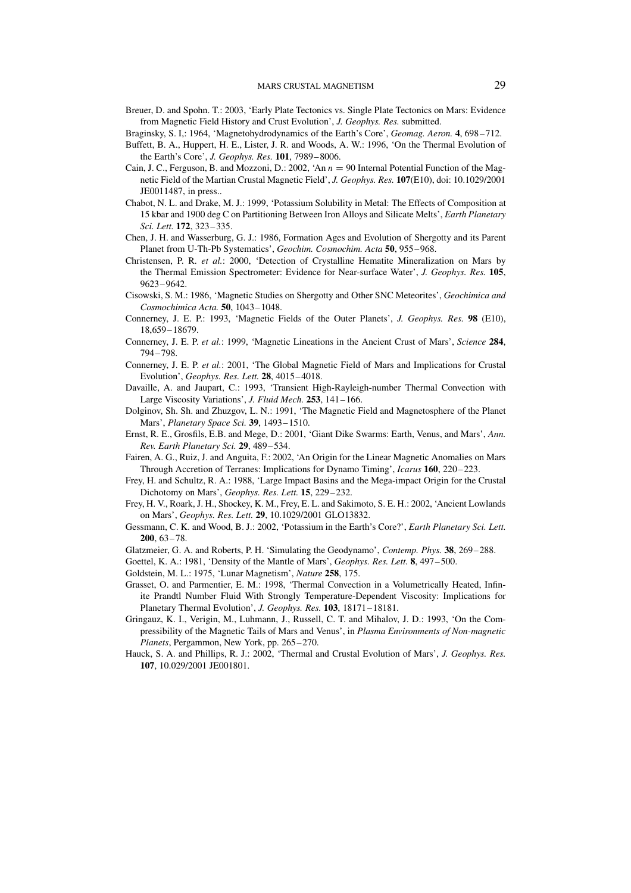Breuer, D. and Spohn. T.: 2003, 'Early Plate Tectonics vs. Single Plate Tectonics on Mars: Evidence from Magnetic Field History and Crust Evolution', *J. Geophys. Res.* submitted.

Braginsky, S. I,: 1964, 'Magnetohydrodynamics of the Earth's Core', *Geomag. Aeron.* **4**, 698–712.

Buffett, B. A., Huppert, H. E., Lister, J. R. and Woods, A. W.: 1996, 'On the Thermal Evolution of the Earth's Core', *J. Geophys. Res.* **101**, 7989–8006.

Cain, J. C., Ferguson, B. and Mozzoni, D.: 2002, 'An $n = 90$ Internal Potential Function of the Magnetic Field of the Martian Crustal Magnetic Field', *J. Geophys. Res.* **107**(E10), doi: 10.1029/2001 JE0011487, in press..

Chabot, N. L. and Drake, M. J.: 1999, 'Potassium Solubility in Metal: The Effects of Composition at 15 kbar and 1900 deg C on Partitioning Between Iron Alloys and Silicate Melts', *Earth Planetary Sci. Lett.* **172**, 323–335.

Chen, J. H. and Wasserburg, G. J.: 1986, Formation Ages and Evolution of Shergotty and its Parent Planet from U-Th-Pb Systematics', *Geochim. Cosmochim. Acta* **50**, 955–968.

Christensen, P. R. *et al.*: 2000, 'Detection of Crystalline Hematite Mineralization on Mars by the Thermal Emission Spectrometer: Evidence for Near-surface Water', *J. Geophys. Res.* **105**, 9623–9642.

Cisowski, S. M.: 1986, 'Magnetic Studies on Shergotty and Other SNC Meteorites', *Geochimica and Cosmochimica Acta.* **50**, 1043–1048.

Connerney, J. E. P.: 1993, 'Magnetic Fields of the Outer Planets', *J. Geophys. Res.* **98** (E10), 18,659–18679.

Connerney, J. E. P. *et al.*: 1999, 'Magnetic Lineations in the Ancient Crust of Mars', *Science* **284**, 794–798.

Connerney, J. E. P. *et al.*: 2001, 'The Global Magnetic Field of Mars and Implications for Crustal Evolution', *Geophys. Res. Lett.* **28**, 4015–4018.

Davaille, A. and Jaupart, C.: 1993, 'Transient High-Rayleigh-number Thermal Convection with Large Viscosity Variations', *J. Fluid Mech.* **253**, 141–166.

Dolginov, Sh. Sh. and Zhuzgov, L. N.: 1991, 'The Magnetic Field and Magnetosphere of the Planet Mars', *Planetary Space Sci.* **39**, 1493–1510.

Ernst, R. E., Grosfils, E.B. and Mege, D.: 2001, 'Giant Dike Swarms: Earth, Venus, and Mars', *Ann. Rev. Earth Planetary Sci.* **29**, 489–534.

Fairen, A. G., Ruiz, J. and Anguita, F.: 2002, 'An Origin for the Linear Magnetic Anomalies on Mars Through Accretion of Terranes: Implications for Dynamo Timing', *Icarus* **160**, 220–223.

Frey, H. and Schultz, R. A.: 1988, 'Large Impact Basins and the Mega-impact Origin for the Crustal Dichotomy on Mars', *Geophys. Res. Lett.* **15**, 229–232.

Frey, H. V., Roark, J. H., Shockey, K. M., Frey, E. L. and Sakimoto, S. E. H.: 2002, 'Ancient Lowlands on Mars', *Geophys. Res. Lett.* **29**, 10.1029/2001 GLO13832.

Gessmann, C. K. and Wood, B. J.: 2002, 'Potassium in the Earth's Core?', *Earth Planetary Sci. Lett.* **200**, 63–78.

Glatzmeier, G. A. and Roberts, P. H. 'Simulating the Geodynamo', *Contemp. Phys.* **38**, 269–288.

Goettel, K. A.: 1981, 'Density of the Mantle of Mars', *Geophys. Res. Lett.* **8**, 497–500.

Goldstein, M. L.: 1975, 'Lunar Magnetism', *Nature* **258**, 175.

Grasset, O. and Parmentier, E. M.: 1998, 'Thermal Convection in a Volumetrically Heated, Infinite Prandtl Number Fluid With Strongly Temperature-Dependent Viscosity: Implications for Planetary Thermal Evolution', *J. Geophys. Res.* **103**, 18171–18181.

Gringauz, K. I., Verigin, M., Luhmann, J., Russell, C. T. and Mihalov, J. D.: 1993, 'On the Compressibility of the Magnetic Tails of Mars and Venus', in *Plasma Environments of Non-magnetic Planets*, Pergammon, New York, pp. 265–270.

Hauck, S. A. and Phillips, R. J.: 2002, 'Thermal and Crustal Evolution of Mars', *J. Geophys. Res.* **107**, 10.029/2001 JE001801.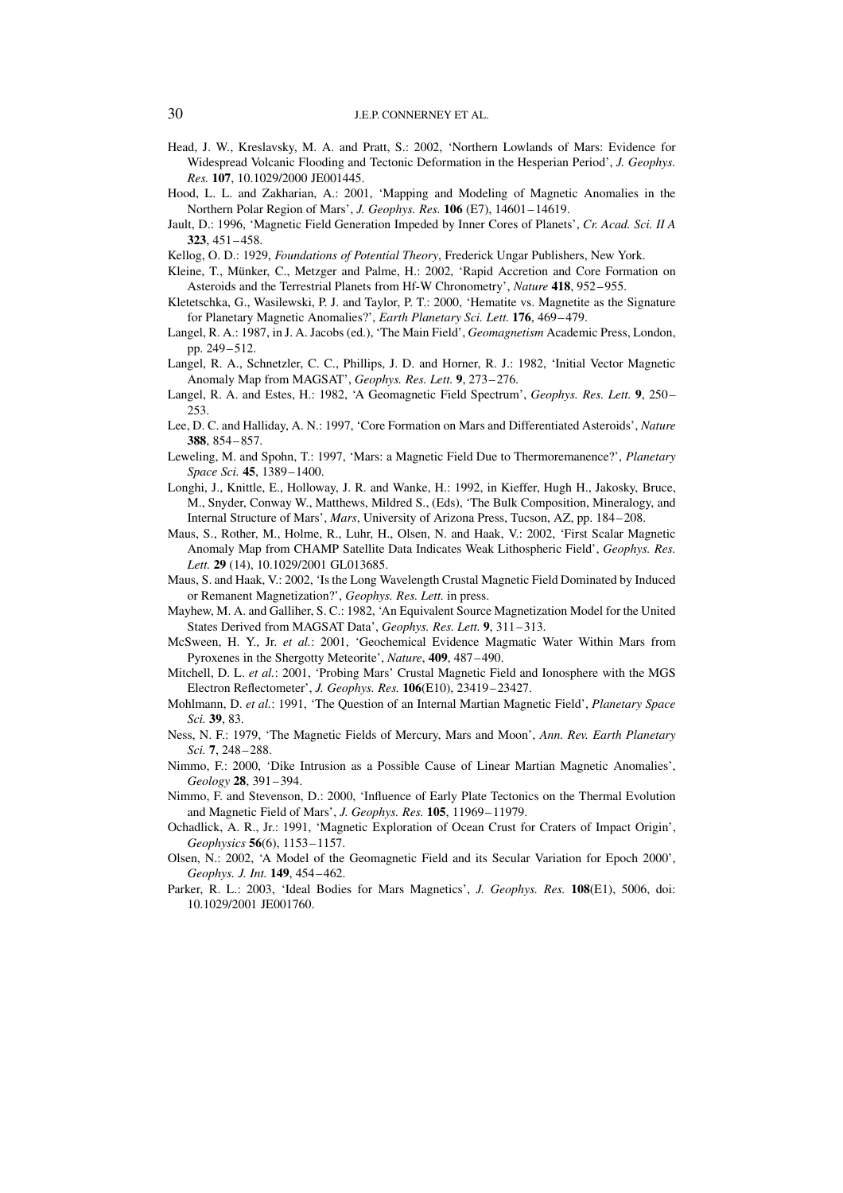Head, J. W., Kreslavsky, M. A. and Pratt, S.: 2002, 'Northern Lowlands of Mars: Evidence for Widespread Volcanic Flooding and Tectonic Deformation in the Hesperian Period', *J. Geophys. Res.* **107**, 10.1029/2000 JE001445.

Hood, L. L. and Zakharian, A.: 2001, 'Mapping and Modeling of Magnetic Anomalies in the Northern Polar Region of Mars', *J. Geophys. Res.* **106** (E7), 14601–14619.

Jault, D.: 1996, 'Magnetic Field Generation Impeded by Inner Cores of Planets', *Cr. Acad. Sci. II A* **323**, 451–458.

Kellog, O. D.: 1929, *Foundations of Potential Theory*, Frederick Ungar Publishers, New York.

Kleine, T., Münker, C., Metzger and Palme, H.: 2002, 'Rapid Accretion and Core Formation on Asteroids and the Terrestrial Planets from Hf-W Chronometry', *Nature* **418**, 952–955.

Kletetschka, G., Wasilewski, P. J. and Taylor, P. T.: 2000, 'Hematite vs. Magnetite as the Signature for Planetary Magnetic Anomalies?', *Earth Planetary Sci. Lett.* **176**, 469–479.

Langel, R. A.: 1987, in J. A. Jacobs (ed.), 'The Main Field', *Geomagnetism* Academic Press, London, pp. 249–512.

Langel, R. A., Schnetzler, C. C., Phillips, J. D. and Horner, R. J.: 1982, 'Initial Vector Magnetic Anomaly Map from MAGSAT', *Geophys. Res. Lett.* **9**, 273–276.

Langel, R. A. and Estes, H.: 1982, 'A Geomagnetic Field Spectrum', *Geophys. Res. Lett.* **9**, 250–253.

Lee, D. C. and Halliday, A. N.: 1997, 'Core Formation on Mars and Differentiated Asteroids', *Nature* **388**, 854–857.

Leweling, M. and Spohn, T.: 1997, 'Mars: a Magnetic Field Due to Thermoremanence?', *Planetary Space Sci.* **45**, 1389–1400.

Longhi, J., Knittle, E., Holloway, J. R. and Wanke, H.: 1992, in Kieffer, Hugh H., Jakosky, Bruce, M., Snyder, Conway W., Matthews, Mildred S., (Eds), 'The Bulk Composition, Mineralogy, and Internal Structure of Mars', *Mars*, University of Arizona Press, Tucson, AZ, pp. 184–208.

Maus, S., Rother, M., Holme, R., Luhr, H., Olsen, N. and Haak, V.: 2002, 'First Scalar Magnetic Anomaly Map from CHAMP Satellite Data Indicates Weak Lithospheric Field', *Geophys. Res. Lett.* **29** (14), 10.1029/2001 GL013685.

Maus, S. and Haak, V.: 2002, 'Is the Long Wavelength Crustal Magnetic Field Dominated by Induced or Remanent Magnetization?', *Geophys. Res. Lett.* in press.

Mayhew, M. A. and Galliher, S. C.: 1982, 'An Equivalent Source Magnetization Model for the United States Derived from MAGSAT Data', *Geophys. Res. Lett.* **9**, 311–313.

McSween, H. Y., Jr. *et al.*: 2001, 'Geochemical Evidence Magmatic Water Within Mars from Pyroxenes in the Shergotty Meteorite', *Nature*, **409**, 487–490.

Mitchell, D. L. *et al.*: 2001, 'Probing Mars' Crustal Magnetic Field and Ionosphere with the MGS Electron Reflectometer', *J. Geophys. Res.* **106**(E10), 23419–23427.

Mohlmann, D. *et al.*: 1991, 'The Question of an Internal Martian Magnetic Field', *Planetary Space Sci.* **39**, 83.

Ness, N. F.: 1979, 'The Magnetic Fields of Mercury, Mars and Moon', *Ann. Rev. Earth Planetary Sci.* **7**, 248–288.

Nimmo, F.: 2000, 'Dike Intrusion as a Possible Cause of Linear Martian Magnetic Anomalies', *Geology* **28**, 391–394.

Nimmo, F. and Stevenson, D.: 2000, 'Influence of Early Plate Tectonics on the Thermal Evolution and Magnetic Field of Mars', *J. Geophys. Res.* **105**, 11969–11979.

Ochadlick, A. R., Jr.: 1991, 'Magnetic Exploration of Ocean Crust for Craters of Impact Origin', *Geophysics* **56**(6), 1153–1157.

Olsen, N.: 2002, 'A Model of the Geomagnetic Field and its Secular Variation for Epoch 2000', *Geophys. J. Int.* **149**, 454–462.

Parker, R. L.: 2003, 'Ideal Bodies for Mars Magnetics', *J. Geophys. Res.* **108**(E1), 5006, doi: 10.1029/2001 JE001760.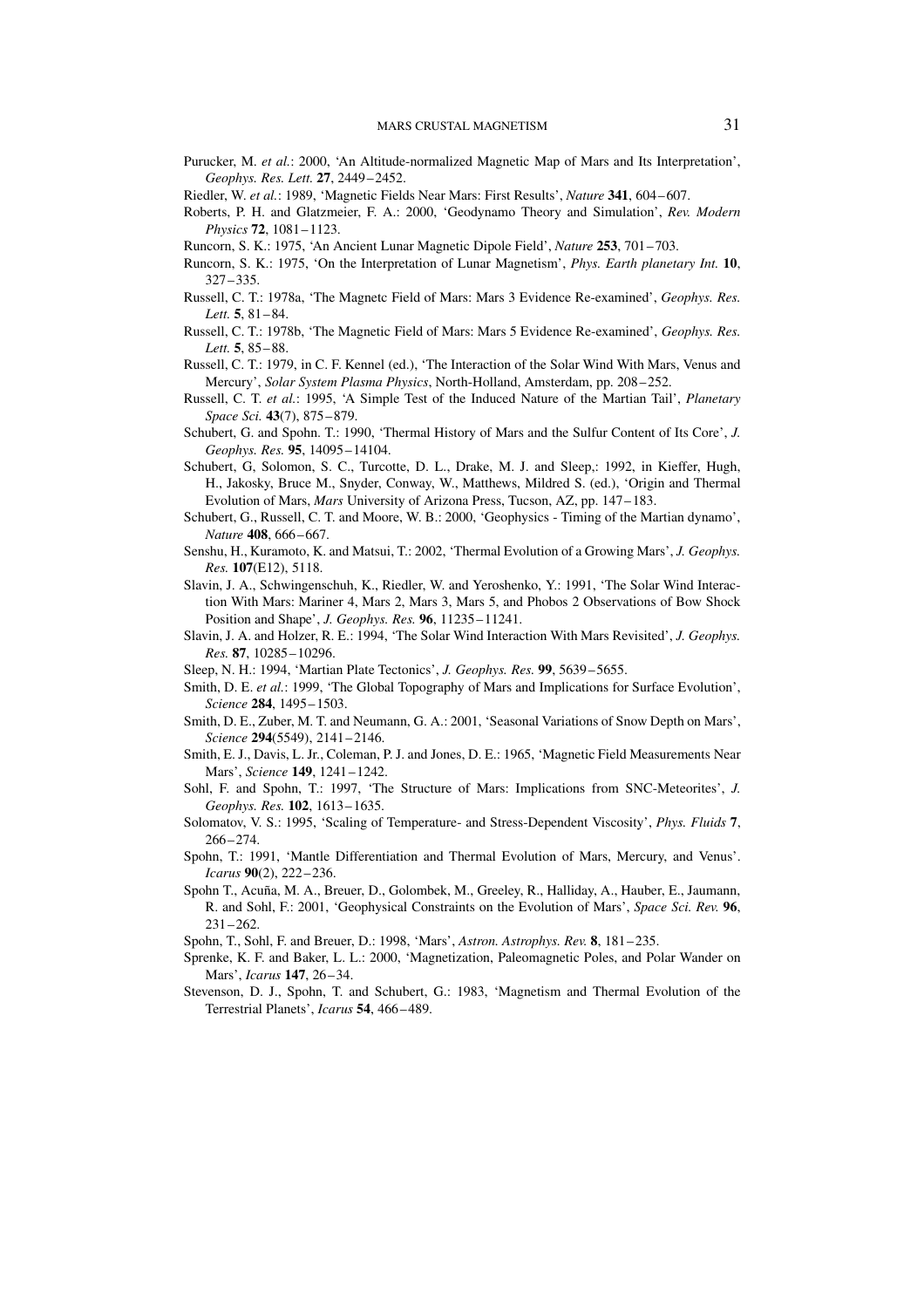Purucker, M. *et al.*: 2000, 'An Altitude-normalized Magnetic Map of Mars and Its Interpretation', *Geophys. Res. Lett.* **27**, 2449–2452.

Riedler, W. *et al.*: 1989, 'Magnetic Fields Near Mars: First Results', *Nature* **341**, 604–607.

Roberts, P. H. and Glatzmeier, F. A.: 2000, 'Geodynamo Theory and Simulation', *Rev. Modern Physics* **72**, 1081–1123.

Runcorn, S. K.: 1975, 'An Ancient Lunar Magnetic Dipole Field', *Nature* **253**, 701–703.

Runcorn, S. K.: 1975, 'On the Interpretation of Lunar Magnetism', *Phys. Earth planetary Int.* **10**, 327–335.

Russell, C. T.: 1978a, 'The Magnetc Field of Mars: Mars 3 Evidence Re-examined', *Geophys. Res. Lett.* **5**, 81–84.

Russell, C. T.: 1978b, 'The Magnetic Field of Mars: Mars 5 Evidence Re-examined', *Geophys. Res. Lett.* **5**, 85–88.

Russell, C. T.: 1979, in C. F. Kennel (ed.), 'The Interaction of the Solar Wind With Mars, Venus and Mercury', *Solar System Plasma Physics*, North-Holland, Amsterdam, pp. 208–252.

Russell, C. T. *et al.*: 1995, 'A Simple Test of the Induced Nature of the Martian Tail', *Planetary Space Sci.* **43**(7), 875–879.

Schubert, G. and Spohn. T.: 1990, 'Thermal History of Mars and the Sulfur Content of Its Core', *J. Geophys. Res.* **95**, 14095–14104.

Schubert, G, Solomon, S. C., Turcotte, D. L., Drake, M. J. and Sleep,: 1992, in Kieffer, Hugh, H., Jakosky, Bruce M., Snyder, Conway, W., Matthews, Mildred S. (ed.), 'Origin and Thermal Evolution of Mars, *Mars* University of Arizona Press, Tucson, AZ, pp. 147–183.

Schubert, G., Russell, C. T. and Moore, W. B.: 2000, 'Geophysics - Timing of the Martian dynamo', *Nature* **408**, 666–667.

Senshu, H., Kuramoto, K. and Matsui, T.: 2002, 'Thermal Evolution of a Growing Mars', *J. Geophys. Res.* **107**(E12), 5118.

Slavin, J. A., Schwingenschuh, K., Riedler, W. and Yeroshenko, Y.: 1991, 'The Solar Wind Interaction With Mars: Mariner 4, Mars 2, Mars 3, Mars 5, and Phobos 2 Observations of Bow Shock Position and Shape', *J. Geophys. Res.* **96**, 11235–11241.

Slavin, J. A. and Holzer, R. E.: 1994, 'The Solar Wind Interaction With Mars Revisited', *J. Geophys. Res.* **87**, 10285–10296.

Sleep, N. H.: 1994, 'Martian Plate Tectonics', *J. Geophys. Res.* **99**, 5639–5655.

Smith, D. E. *et al.*: 1999, 'The Global Topography of Mars and Implications for Surface Evolution', *Science* **284**, 1495–1503.

Smith, D. E., Zuber, M. T. and Neumann, G. A.: 2001, 'Seasonal Variations of Snow Depth on Mars', *Science* **294**(5549), 2141–2146.

Smith, E. J., Davis, L. Jr., Coleman, P. J. and Jones, D. E.: 1965, 'Magnetic Field Measurements Near Mars', *Science* **149**, 1241–1242.

Sohl, F. and Spohn, T.: 1997, 'The Structure of Mars: Implications from SNC-Meteorites', *J. Geophys. Res.* **102**, 1613–1635.

Solomatov, V. S.: 1995, 'Scaling of Temperature- and Stress-Dependent Viscosity', *Phys. Fluids* **7**, 266–274.

Spohn, T.: 1991, 'Mantle Differentiation and Thermal Evolution of Mars, Mercury, and Venus'. *Icarus* **90**(2), 222–236.

Spohn T., Acuña, M. A., Breuer, D., Golombek, M., Greeley, R., Halliday, A., Hauber, E., Jaumann, R. and Sohl, F.: 2001, 'Geophysical Constraints on the Evolution of Mars', *Space Sci. Rev.* **96**, 231–262.

Spohn, T., Sohl, F. and Breuer, D.: 1998, 'Mars', *Astron. Astrophys. Rev.* **8**, 181–235.

Sprenke, K. F. and Baker, L. L.: 2000, 'Magnetization, Paleomagnetic Poles, and Polar Wander on Mars', *Icarus* **147**, 26–34.

Stevenson, D. J., Spohn, T. and Schubert, G.: 1983, 'Magnetism and Thermal Evolution of the Terrestrial Planets', *Icarus* **54**, 466–489.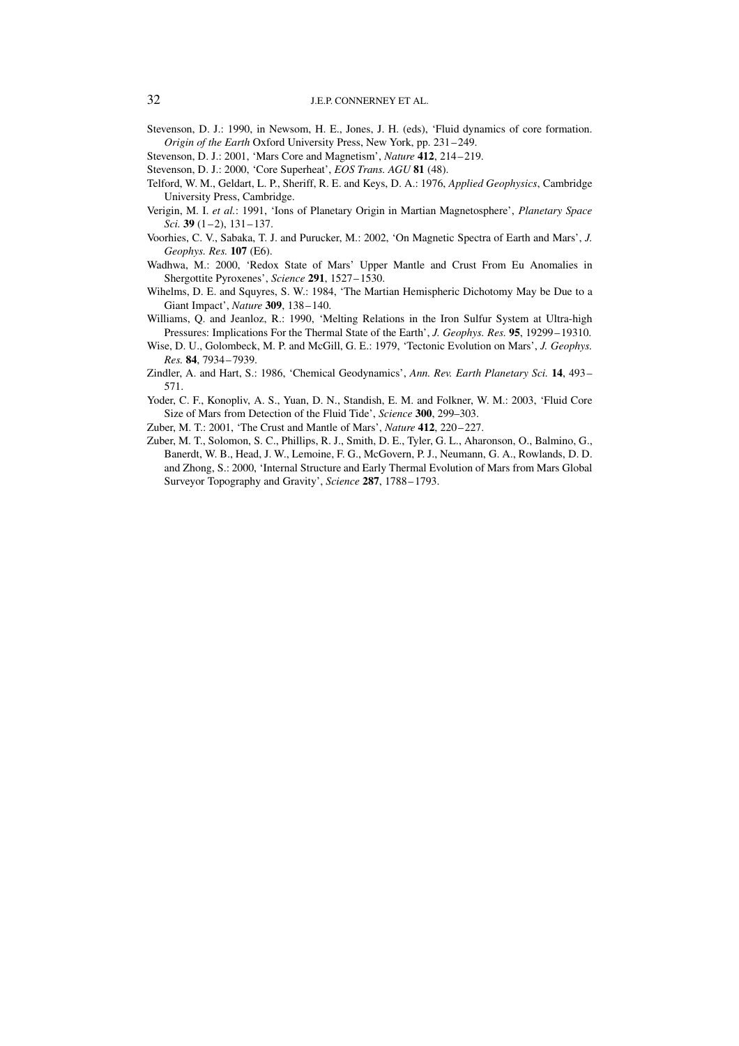Stevenson, D. J.: 1990, in Newsom, H. E., Jones, J. H. (eds), 'Fluid dynamics of core formation. *Origin of the Earth* Oxford University Press, New York, pp. 231–249.

Stevenson, D. J.: 2001, 'Mars Core and Magnetism', *Nature* **412**, 214–219.

Stevenson, D. J.: 2000, 'Core Superheat', *EOS Trans. AGU* **81** (48).

Telford, W. M., Geldart, L. P., Sheriff, R. E. and Keys, D. A.: 1976, *Applied Geophysics*, Cambridge University Press, Cambridge.

Verigin, M. I. *et al.*: 1991, 'Ions of Planetary Origin in Martian Magnetosphere', *Planetary Space Sci.* **39** (1–2), 131–137.

Voorhies, C. V., Sabaka, T. J. and Purucker, M.: 2002, 'On Magnetic Spectra of Earth and Mars', *J. Geophys. Res.* **107** (E6).

Wadhwa, M.: 2000, 'Redox State of Mars' Upper Mantle and Crust From Eu Anomalies in Shergottite Pyroxenes', *Science* **291**, 1527–1530.

Wihelms, D. E. and Squyres, S. W.: 1984, 'The Martian Hemispheric Dichotomy May be Due to a Giant Impact', *Nature* **309**, 138–140.

Williams, Q. and Jeanloz, R.: 1990, 'Melting Relations in the Iron Sulfur System at Ultra-high Pressures: Implications For the Thermal State of the Earth', *J. Geophys. Res.* **95**, 19299–19310.

Wise, D. U., Golombeck, M. P. and McGill, G. E.: 1979, 'Tectonic Evolution on Mars', *J. Geophys. Res.* **84**, 7934–7939.

Zindler, A. and Hart, S.: 1986, 'Chemical Geodynamics', *Ann. Rev. Earth Planetary Sci.* **14**, 493–571.

Yoder, C. F., Konopliv, A. S., Yuan, D. N., Standish, E. M. and Folkner, W. M.: 2003, 'Fluid Core Size of Mars from Detection of the Fluid Tide', *Science* **300**, 299–303.

Zuber, M. T.: 2001, 'The Crust and Mantle of Mars', *Nature* **412**, 220–227.

Zuber, M. T., Solomon, S. C., Phillips, R. J., Smith, D. E., Tyler, G. L., Aharonson, O., Balmino, G., Banerdt, W. B., Head, J. W., Lemoine, F. G., McGovern, P. J., Neumann, G. A., Rowlands, D. D. and Zhong, S.: 2000, 'Internal Structure and Early Thermal Evolution of Mars from Mars Global Surveyor Topography and Gravity', *Science* **287**, 1788–1793.